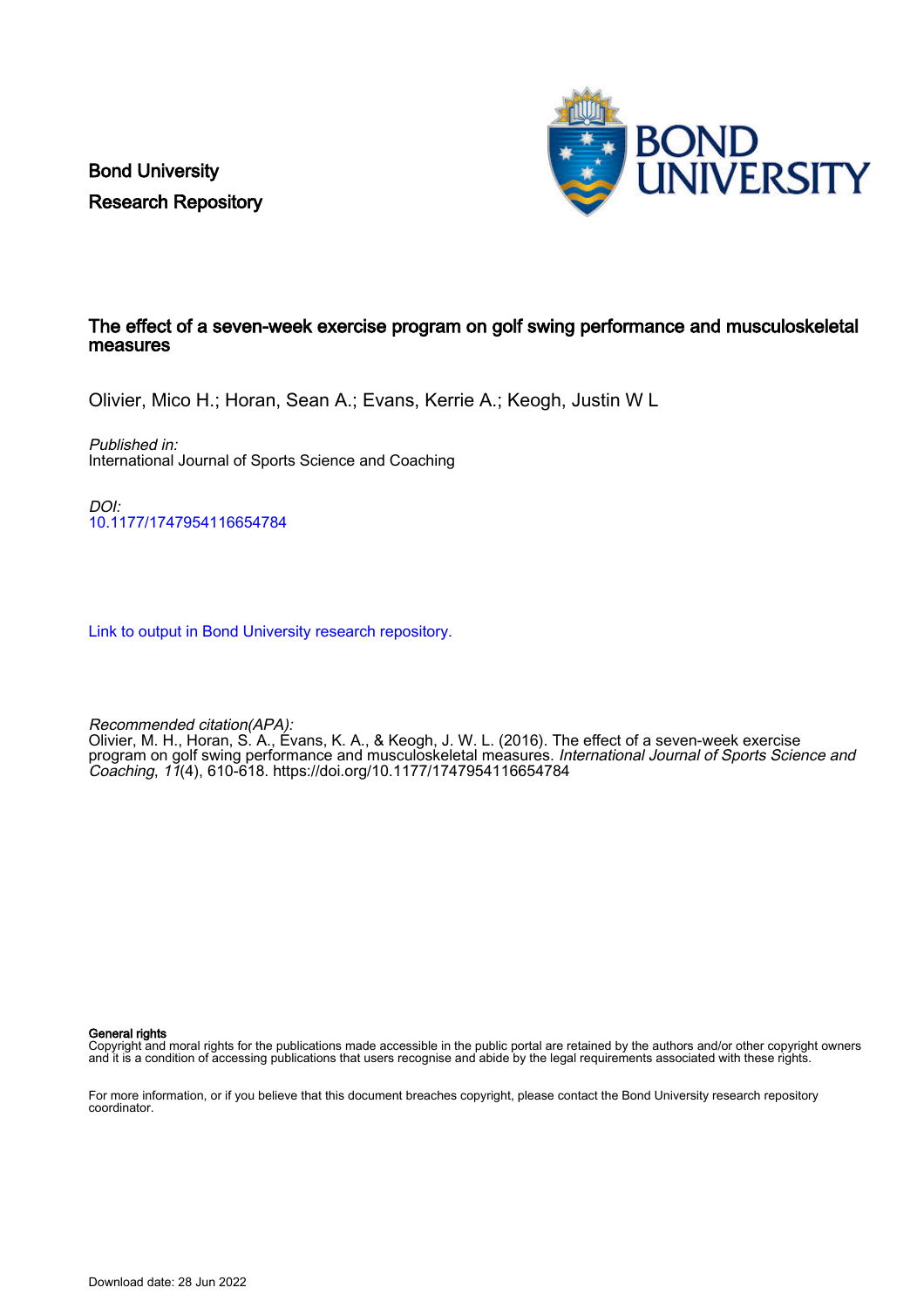Bond University
Research Repository

# The effect of a seven-week exercise program on golf swing performance and musculoskeletal measures

Olivier, Mico H.; Horan, Sean A.; Evans, Kerrie A.; Keogh, Justin W L

*Published in:*
International Journal of Sports Science and Coaching

*DOI:*
10.1177/1747954116654784

Link to output in Bond University research repository.

*Recommended citation(APA):*
Olivier, M. H., Horan, S. A., Evans, K. A., & Keogh, J. W. L. (2016). The effect of a seven-week exercise program on golf swing performance and musculoskeletal measures. *International Journal of Sports Science and Coaching*, *11*(4), 610-618. https://doi.org/10.1177/1747954116654784

**General rights**
Copyright and moral rights for the publications made accessible in the public portal are retained by the authors and/or other copyright owners and it is a condition of accessing publications that users recognise and abide by the legal requirements associated with these rights.

For more information, or if you believe that this document breaches copyright, please contact the Bond University research repository coordinator.

Download date: 28 Jun 2022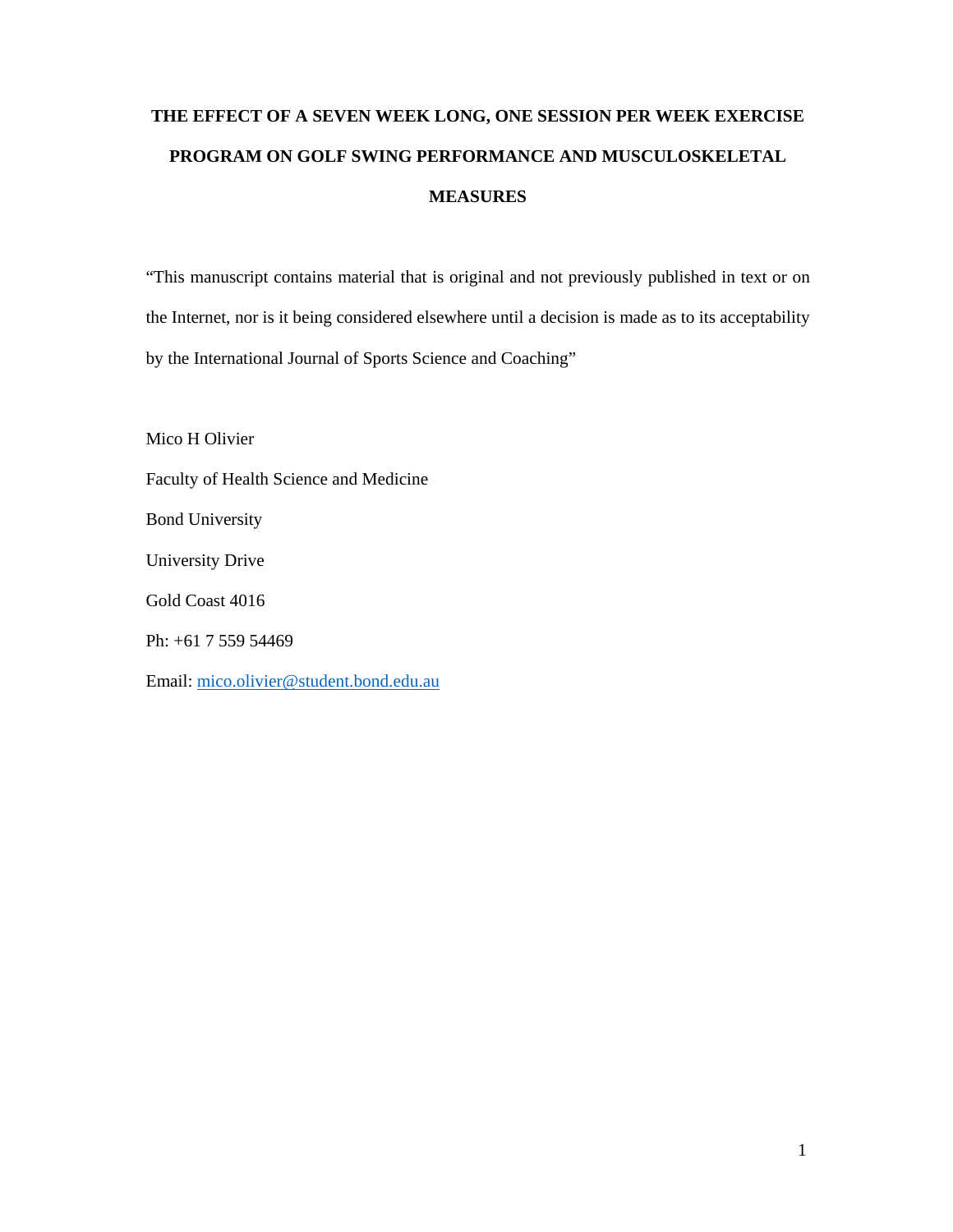# THE EFFECT OF A SEVEN WEEK LONG, ONE SESSION PER WEEK EXERCISE PROGRAM ON GOLF SWING PERFORMANCE AND MUSCULOSKELETAL MEASURES

"This manuscript contains material that is original and not previously published in text or on the Internet, nor is it being considered elsewhere until a decision is made as to its acceptability by the International Journal of Sports Science and Coaching"

Mico H Olivier

Faculty of Health Science and Medicine

Bond University

University Drive

Gold Coast 4016

Ph: +61 7 559 54469

Email: mico.olivier@student.bond.edu.au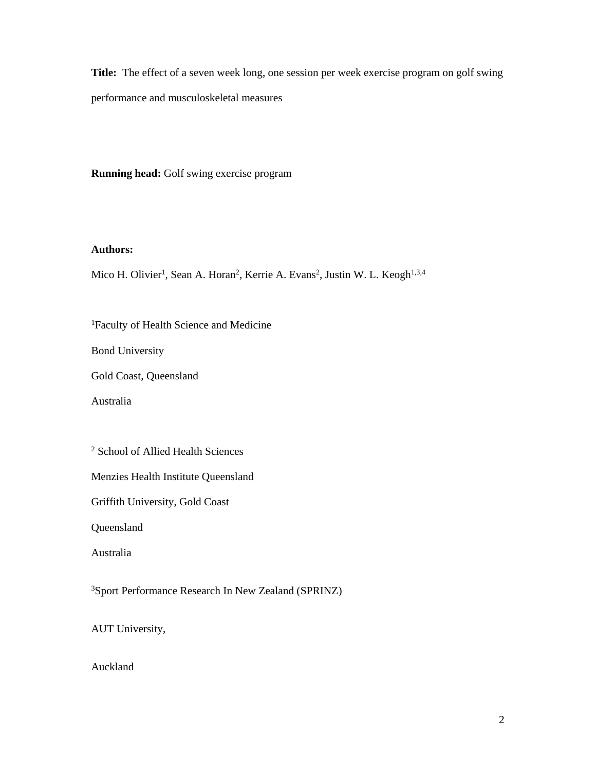**Title:** The effect of a seven week long, one session per week exercise program on golf swing performance and musculoskeletal measures

**Running head:** Golf swing exercise program

**Authors:**

Mico H. Olivier[1], Sean A. Horan[2], Kerrie A. Evans[2], Justin W. L. Keogh[1,3,4]

[1]Faculty of Health Science and Medicine

Bond University

Gold Coast, Queensland

Australia

[2] School of Allied Health Sciences

Menzies Health Institute Queensland

Griffith University, Gold Coast

Queensland

Australia

[3]Sport Performance Research In New Zealand (SPRINZ)

AUT University,

Auckland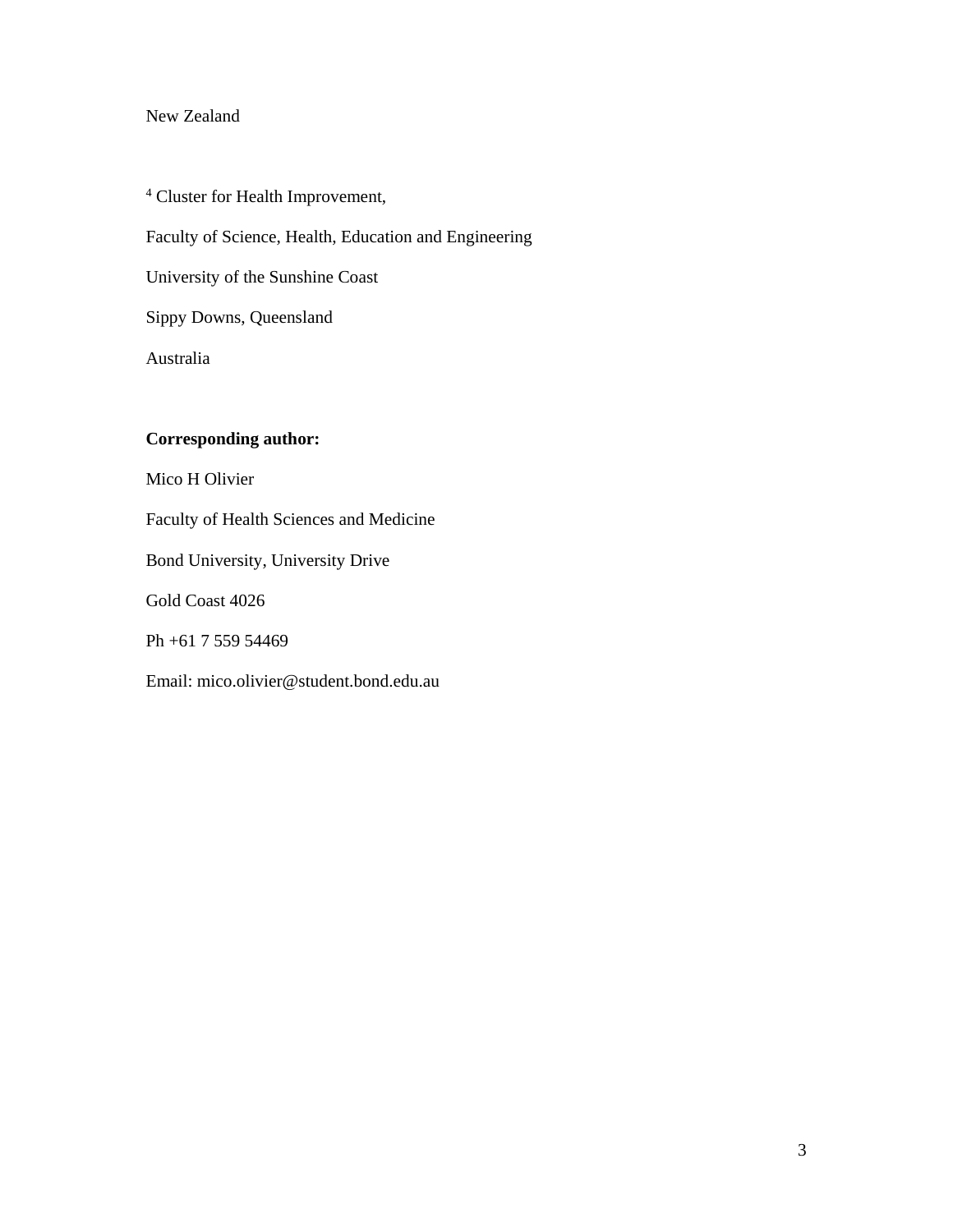New Zealand

[4] Cluster for Health Improvement,

Faculty of Science, Health, Education and Engineering

University of the Sunshine Coast

Sippy Downs, Queensland

Australia

**Corresponding author:**

Mico H Olivier

Faculty of Health Sciences and Medicine

Bond University, University Drive

Gold Coast 4026

Ph +61 7 559 54469

Email: mico.olivier@student.bond.edu.au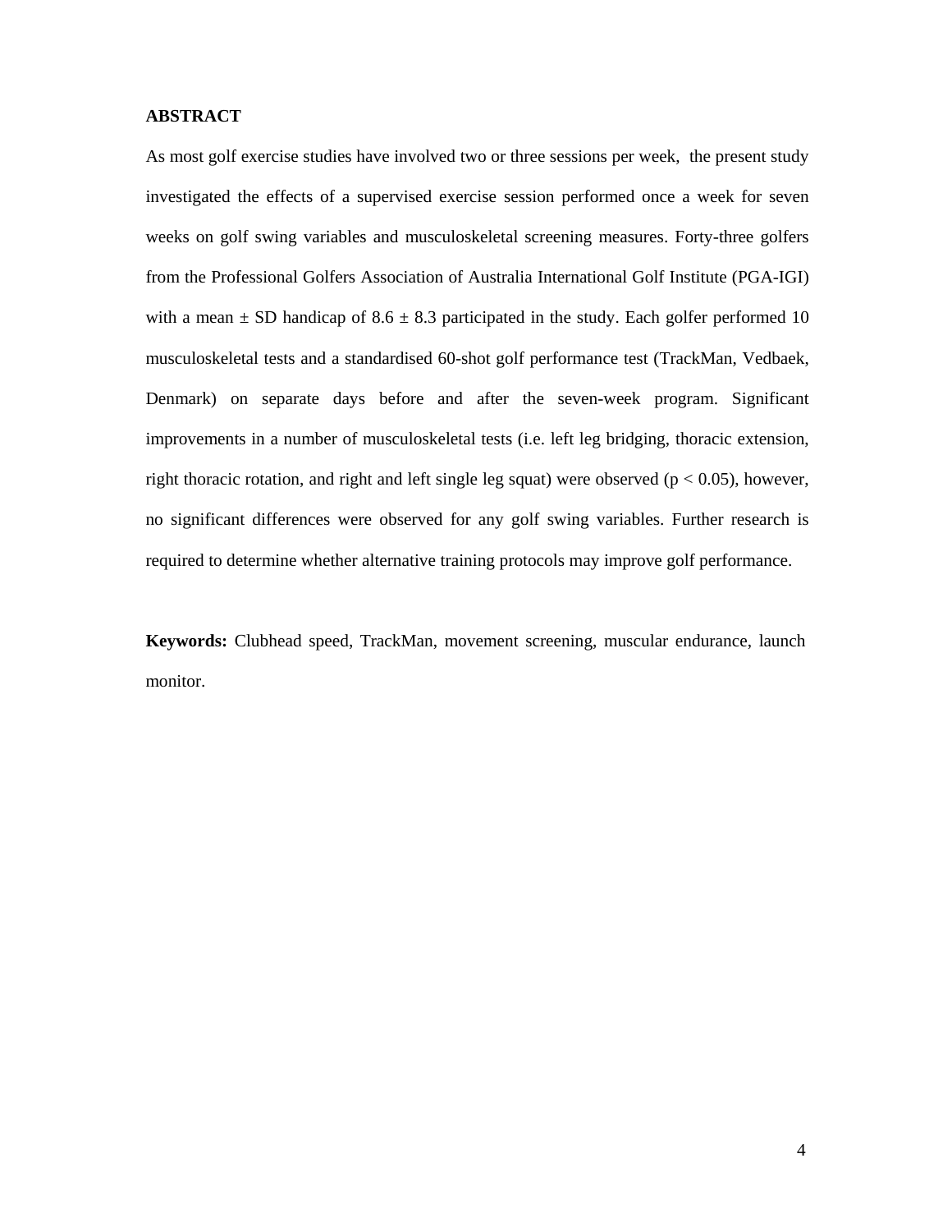## ABSTRACT

As most golf exercise studies have involved two or three sessions per week, the present study investigated the effects of a supervised exercise session performed once a week for seven weeks on golf swing variables and musculoskeletal screening measures. Forty-three golfers from the Professional Golfers Association of Australia International Golf Institute (PGA-IGI) with a mean ± SD handicap of 8.6 ± 8.3 participated in the study. Each golfer performed 10 musculoskeletal tests and a standardised 60-shot golf performance test (TrackMan, Vedbaek, Denmark) on separate days before and after the seven-week program. Significant improvements in a number of musculoskeletal tests (i.e. left leg bridging, thoracic extension, right thoracic rotation, and right and left single leg squat) were observed ($p < 0.05$), however, no significant differences were observed for any golf swing variables. Further research is required to determine whether alternative training protocols may improve golf performance.

**Keywords:** Clubhead speed, TrackMan, movement screening, muscular endurance, launch monitor.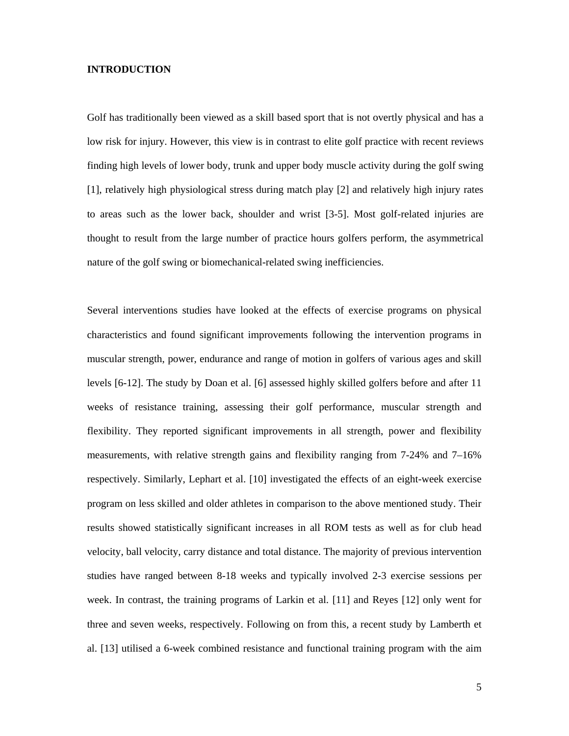## INTRODUCTION

Golf has traditionally been viewed as a skill based sport that is not overtly physical and has a low risk for injury. However, this view is in contrast to elite golf practice with recent reviews finding high levels of lower body, trunk and upper body muscle activity during the golf swing [1], relatively high physiological stress during match play [2] and relatively high injury rates to areas such as the lower back, shoulder and wrist [3-5]. Most golf-related injuries are thought to result from the large number of practice hours golfers perform, the asymmetrical nature of the golf swing or biomechanical-related swing inefficiencies.

Several interventions studies have looked at the effects of exercise programs on physical characteristics and found significant improvements following the intervention programs in muscular strength, power, endurance and range of motion in golfers of various ages and skill levels [6-12]. The study by Doan et al. [6] assessed highly skilled golfers before and after 11 weeks of resistance training, assessing their golf performance, muscular strength and flexibility. They reported significant improvements in all strength, power and flexibility measurements, with relative strength gains and flexibility ranging from 7-24% and 7–16% respectively. Similarly, Lephart et al. [10] investigated the effects of an eight-week exercise program on less skilled and older athletes in comparison to the above mentioned study. Their results showed statistically significant increases in all ROM tests as well as for club head velocity, ball velocity, carry distance and total distance. The majority of previous intervention studies have ranged between 8-18 weeks and typically involved 2-3 exercise sessions per week. In contrast, the training programs of Larkin et al. [11] and Reyes [12] only went for three and seven weeks, respectively. Following on from this, a recent study by Lamberth et al. [13] utilised a 6-week combined resistance and functional training program with the aim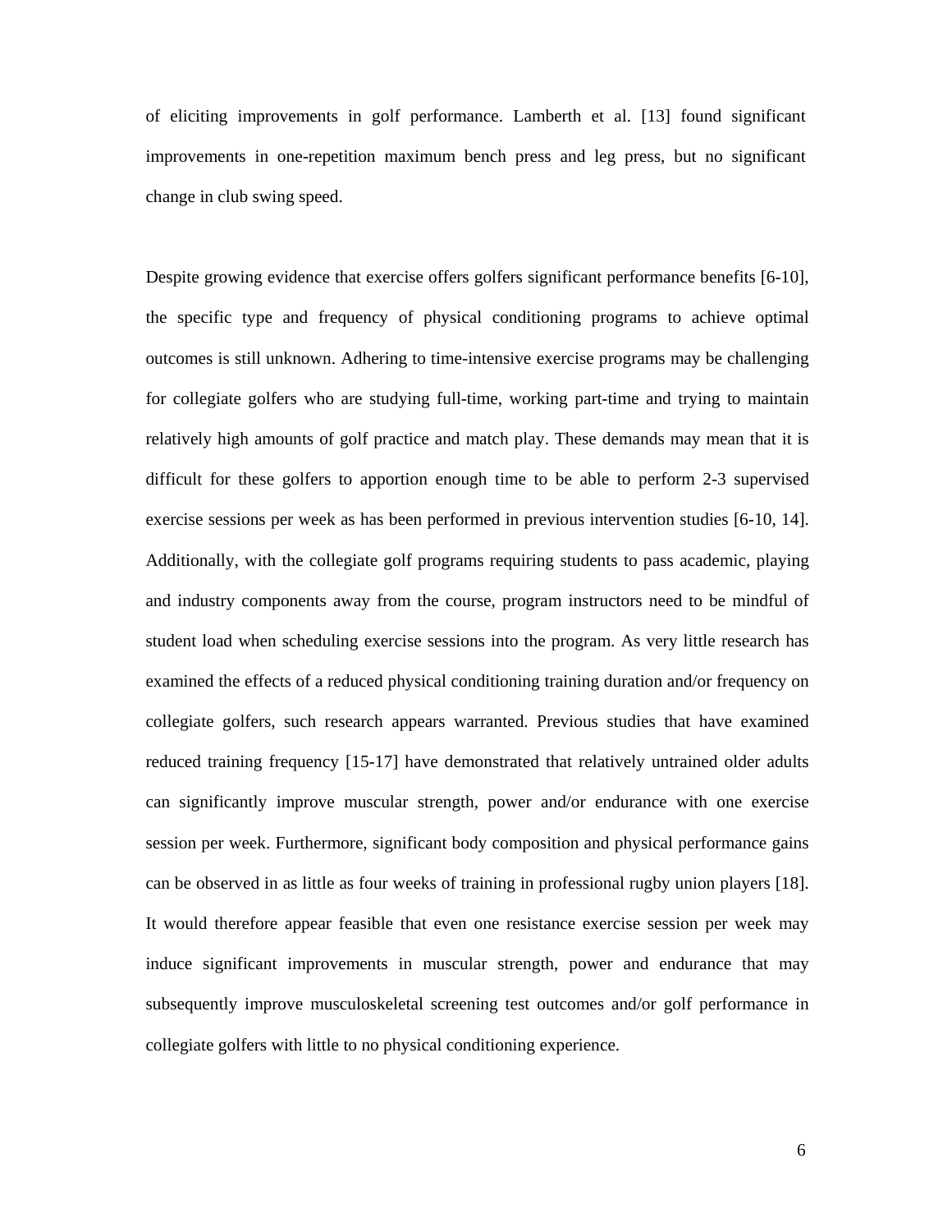of eliciting improvements in golf performance. Lamberth et al. [13] found significant improvements in one-repetition maximum bench press and leg press, but no significant change in club swing speed.

Despite growing evidence that exercise offers golfers significant performance benefits [6-10], the specific type and frequency of physical conditioning programs to achieve optimal outcomes is still unknown. Adhering to time-intensive exercise programs may be challenging for collegiate golfers who are studying full-time, working part-time and trying to maintain relatively high amounts of golf practice and match play. These demands may mean that it is difficult for these golfers to apportion enough time to be able to perform 2-3 supervised exercise sessions per week as has been performed in previous intervention studies [6-10, 14]. Additionally, with the collegiate golf programs requiring students to pass academic, playing and industry components away from the course, program instructors need to be mindful of student load when scheduling exercise sessions into the program. As very little research has examined the effects of a reduced physical conditioning training duration and/or frequency on collegiate golfers, such research appears warranted. Previous studies that have examined reduced training frequency [15-17] have demonstrated that relatively untrained older adults can significantly improve muscular strength, power and/or endurance with one exercise session per week. Furthermore, significant body composition and physical performance gains can be observed in as little as four weeks of training in professional rugby union players [18]. It would therefore appear feasible that even one resistance exercise session per week may induce significant improvements in muscular strength, power and endurance that may subsequently improve musculoskeletal screening test outcomes and/or golf performance in collegiate golfers with little to no physical conditioning experience.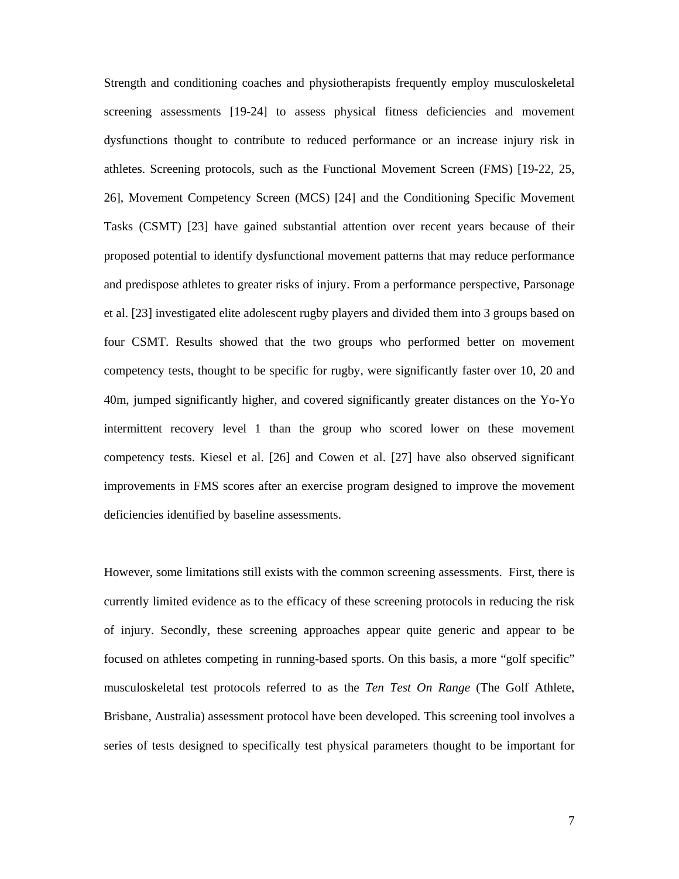Strength and conditioning coaches and physiotherapists frequently employ musculoskeletal screening assessments [19-24] to assess physical fitness deficiencies and movement dysfunctions thought to contribute to reduced performance or an increase injury risk in athletes. Screening protocols, such as the Functional Movement Screen (FMS) [19-22, 25, 26], Movement Competency Screen (MCS) [24] and the Conditioning Specific Movement Tasks (CSMT) [23] have gained substantial attention over recent years because of their proposed potential to identify dysfunctional movement patterns that may reduce performance and predispose athletes to greater risks of injury. From a performance perspective, Parsonage et al. [23] investigated elite adolescent rugby players and divided them into 3 groups based on four CSMT. Results showed that the two groups who performed better on movement competency tests, thought to be specific for rugby, were significantly faster over 10, 20 and 40m, jumped significantly higher, and covered significantly greater distances on the Yo-Yo intermittent recovery level 1 than the group who scored lower on these movement competency tests. Kiesel et al. [26] and Cowen et al. [27] have also observed significant improvements in FMS scores after an exercise program designed to improve the movement deficiencies identified by baseline assessments.

However, some limitations still exists with the common screening assessments. First, there is currently limited evidence as to the efficacy of these screening protocols in reducing the risk of injury. Secondly, these screening approaches appear quite generic and appear to be focused on athletes competing in running-based sports. On this basis, a more "golf specific" musculoskeletal test protocols referred to as the *Ten Test On Range* (The Golf Athlete, Brisbane, Australia) assessment protocol have been developed. This screening tool involves a series of tests designed to specifically test physical parameters thought to be important for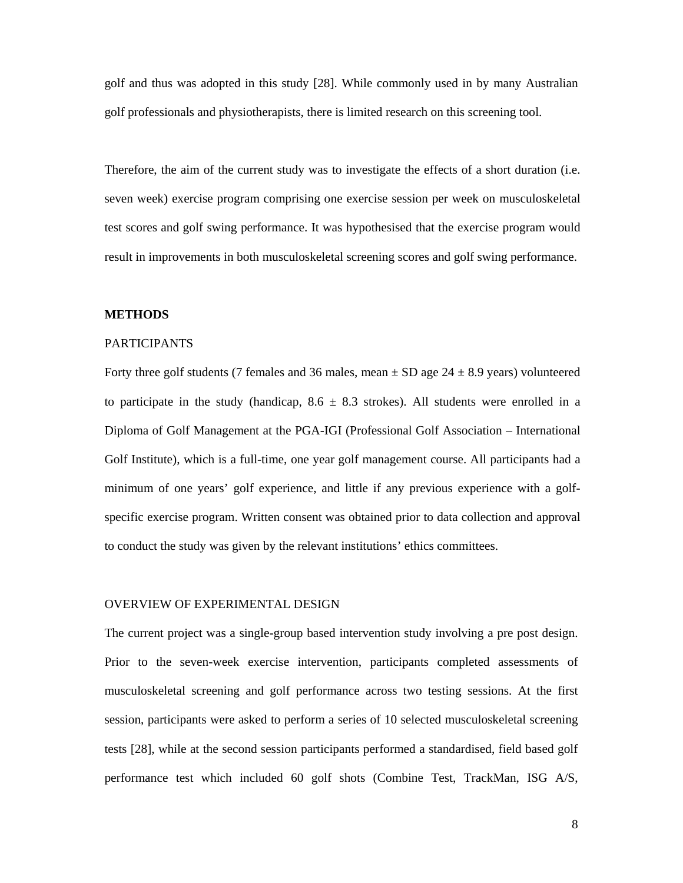golf and thus was adopted in this study [28]. While commonly used in by many Australian golf professionals and physiotherapists, there is limited research on this screening tool.

Therefore, the aim of the current study was to investigate the effects of a short duration (i.e. seven week) exercise program comprising one exercise session per week on musculoskeletal test scores and golf swing performance. It was hypothesised that the exercise program would result in improvements in both musculoskeletal screening scores and golf swing performance.

## METHODS

### PARTICIPANTS

Forty three golf students (7 females and 36 males, mean ± SD age 24 ± 8.9 years) volunteered to participate in the study (handicap, 8.6 ± 8.3 strokes). All students were enrolled in a Diploma of Golf Management at the PGA-IGI (Professional Golf Association – International Golf Institute), which is a full-time, one year golf management course. All participants had a minimum of one years' golf experience, and little if any previous experience with a golf-specific exercise program. Written consent was obtained prior to data collection and approval to conduct the study was given by the relevant institutions' ethics committees.

### OVERVIEW OF EXPERIMENTAL DESIGN

The current project was a single-group based intervention study involving a pre post design. Prior to the seven-week exercise intervention, participants completed assessments of musculoskeletal screening and golf performance across two testing sessions. At the first session, participants were asked to perform a series of 10 selected musculoskeletal screening tests [28], while at the second session participants performed a standardised, field based golf performance test which included 60 golf shots (Combine Test, TrackMan, ISG A/S,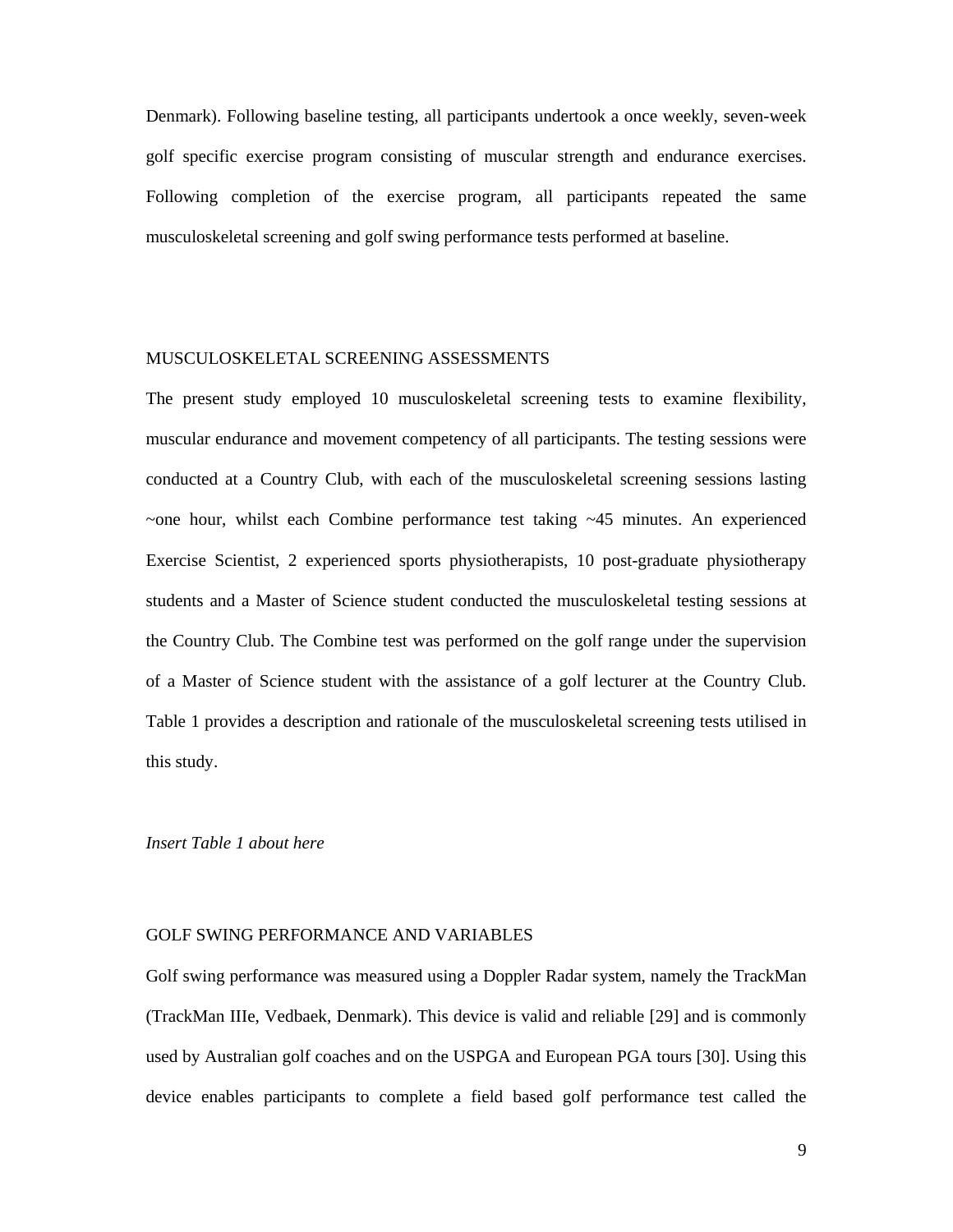Denmark). Following baseline testing, all participants undertook a once weekly, seven-week golf specific exercise program consisting of muscular strength and endurance exercises. Following completion of the exercise program, all participants repeated the same musculoskeletal screening and golf swing performance tests performed at baseline.

## MUSCULOSKELETAL SCREENING ASSESSMENTS

The present study employed 10 musculoskeletal screening tests to examine flexibility, muscular endurance and movement competency of all participants. The testing sessions were conducted at a Country Club, with each of the musculoskeletal screening sessions lasting ~one hour, whilst each Combine performance test taking ~45 minutes. An experienced Exercise Scientist, 2 experienced sports physiotherapists, 10 post-graduate physiotherapy students and a Master of Science student conducted the musculoskeletal testing sessions at the Country Club. The Combine test was performed on the golf range under the supervision of a Master of Science student with the assistance of a golf lecturer at the Country Club. Table 1 provides a description and rationale of the musculoskeletal screening tests utilised in this study.

*Insert Table 1 about here*

## GOLF SWING PERFORMANCE AND VARIABLES

Golf swing performance was measured using a Doppler Radar system, namely the TrackMan (TrackMan IIIe, Vedbaek, Denmark). This device is valid and reliable [29] and is commonly used by Australian golf coaches and on the USPGA and European PGA tours [30]. Using this device enables participants to complete a field based golf performance test called the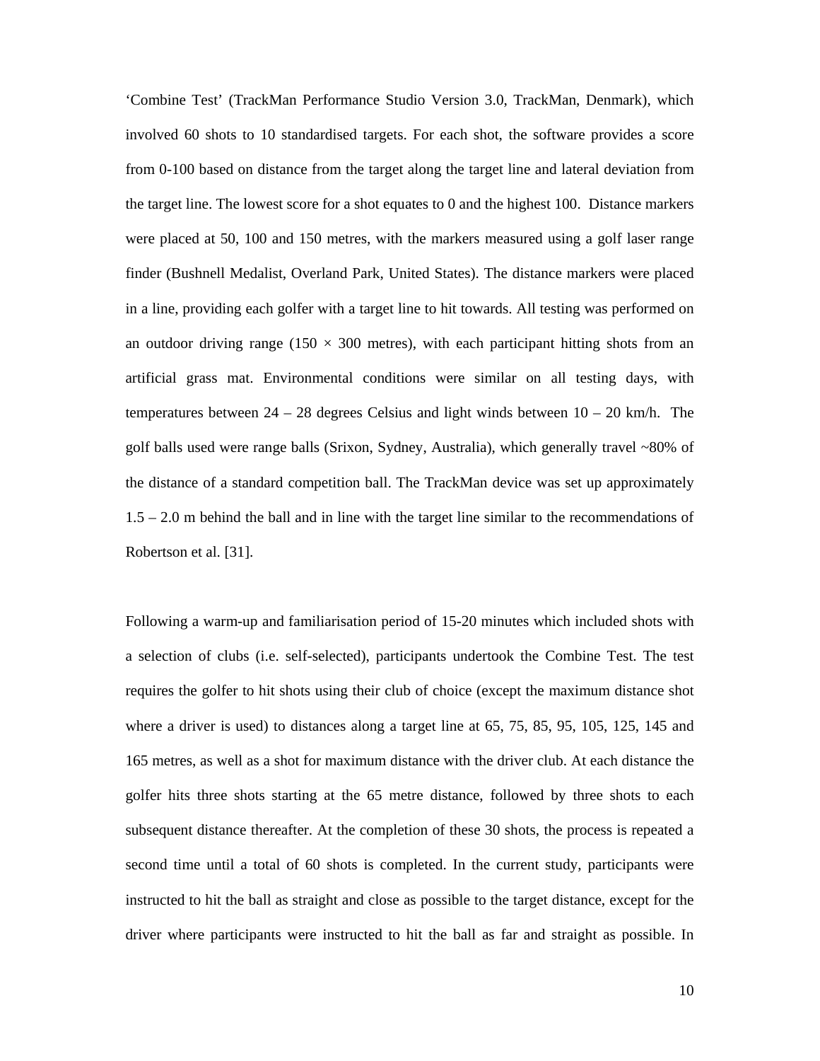'Combine Test' (TrackMan Performance Studio Version 3.0, TrackMan, Denmark), which involved 60 shots to 10 standardised targets. For each shot, the software provides a score from 0-100 based on distance from the target along the target line and lateral deviation from the target line. The lowest score for a shot equates to 0 and the highest 100. Distance markers were placed at 50, 100 and 150 metres, with the markers measured using a golf laser range finder (Bushnell Medalist, Overland Park, United States). The distance markers were placed in a line, providing each golfer with a target line to hit towards. All testing was performed on an outdoor driving range (150 × 300 metres), with each participant hitting shots from an artificial grass mat. Environmental conditions were similar on all testing days, with temperatures between 24 – 28 degrees Celsius and light winds between 10 – 20 km/h. The golf balls used were range balls (Srixon, Sydney, Australia), which generally travel ~80% of the distance of a standard competition ball. The TrackMan device was set up approximately 1.5 – 2.0 m behind the ball and in line with the target line similar to the recommendations of Robertson et al. [31].

Following a warm-up and familiarisation period of 15-20 minutes which included shots with a selection of clubs (i.e. self-selected), participants undertook the Combine Test. The test requires the golfer to hit shots using their club of choice (except the maximum distance shot where a driver is used) to distances along a target line at 65, 75, 85, 95, 105, 125, 145 and 165 metres, as well as a shot for maximum distance with the driver club. At each distance the golfer hits three shots starting at the 65 metre distance, followed by three shots to each subsequent distance thereafter. At the completion of these 30 shots, the process is repeated a second time until a total of 60 shots is completed. In the current study, participants were instructed to hit the ball as straight and close as possible to the target distance, except for the driver where participants were instructed to hit the ball as far and straight as possible. In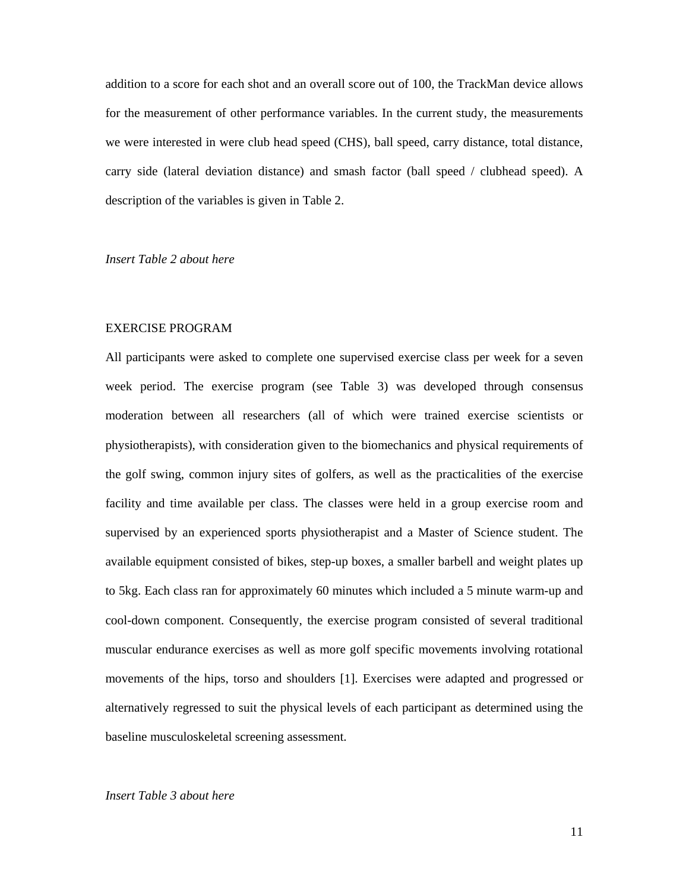addition to a score for each shot and an overall score out of 100, the TrackMan device allows for the measurement of other performance variables. In the current study, the measurements we were interested in were club head speed (CHS), ball speed, carry distance, total distance, carry side (lateral deviation distance) and smash factor (ball speed / clubhead speed). A description of the variables is given in Table 2.

*Insert Table 2 about here*

## EXERCISE PROGRAM

All participants were asked to complete one supervised exercise class per week for a seven week period. The exercise program (see Table 3) was developed through consensus moderation between all researchers (all of which were trained exercise scientists or physiotherapists), with consideration given to the biomechanics and physical requirements of the golf swing, common injury sites of golfers, as well as the practicalities of the exercise facility and time available per class. The classes were held in a group exercise room and supervised by an experienced sports physiotherapist and a Master of Science student. The available equipment consisted of bikes, step-up boxes, a smaller barbell and weight plates up to 5kg. Each class ran for approximately 60 minutes which included a 5 minute warm-up and cool-down component. Consequently, the exercise program consisted of several traditional muscular endurance exercises as well as more golf specific movements involving rotational movements of the hips, torso and shoulders [1]. Exercises were adapted and progressed or alternatively regressed to suit the physical levels of each participant as determined using the baseline musculoskeletal screening assessment.

*Insert Table 3 about here*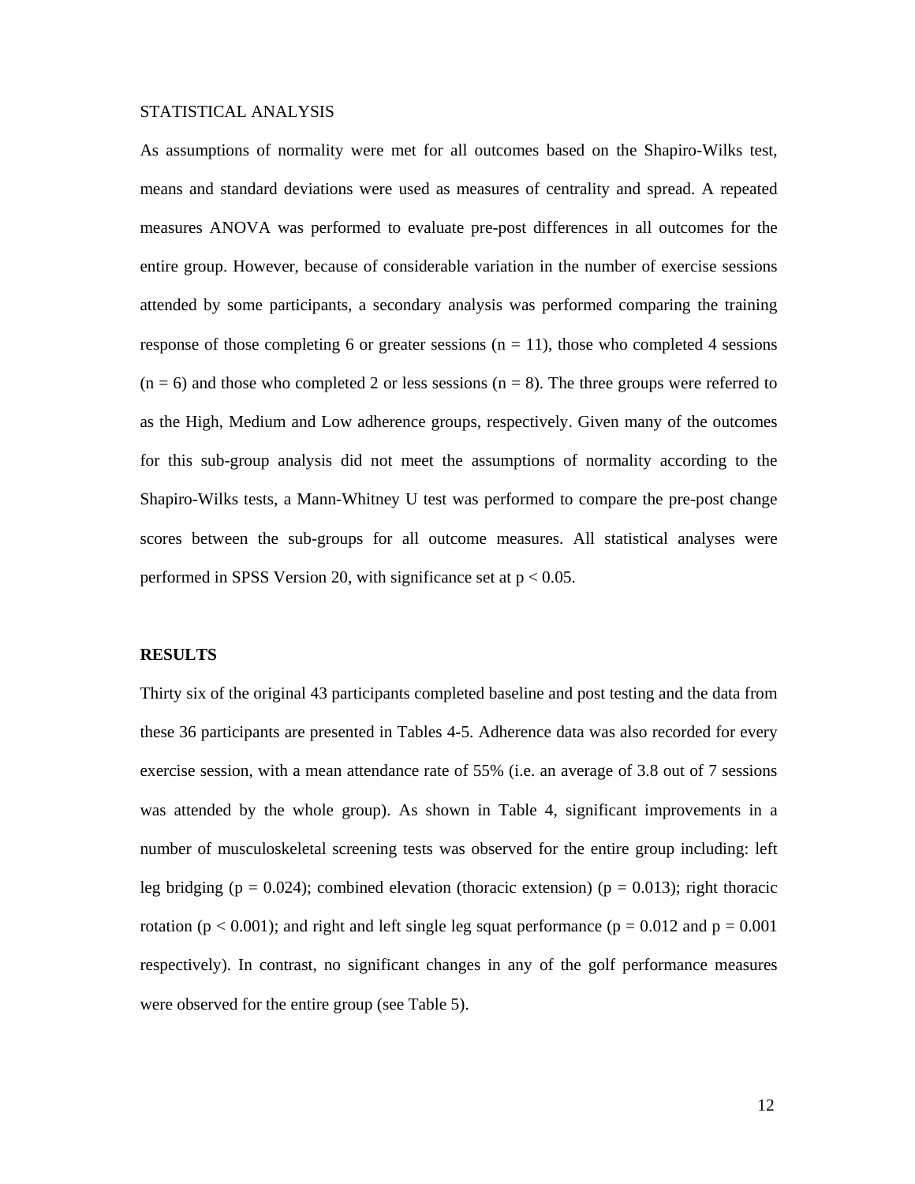STATISTICAL ANALYSIS

As assumptions of normality were met for all outcomes based on the Shapiro-Wilks test, means and standard deviations were used as measures of centrality and spread. A repeated measures ANOVA was performed to evaluate pre-post differences in all outcomes for the entire group. However, because of considerable variation in the number of exercise sessions attended by some participants, a secondary analysis was performed comparing the training response of those completing 6 or greater sessions ($n = 11$), those who completed 4 sessions ($n = 6$) and those who completed 2 or less sessions ($n = 8$). The three groups were referred to as the High, Medium and Low adherence groups, respectively. Given many of the outcomes for this sub-group analysis did not meet the assumptions of normality according to the Shapiro-Wilks tests, a Mann-Whitney U test was performed to compare the pre-post change scores between the sub-groups for all outcome measures. All statistical analyses were performed in SPSS Version 20, with significance set at $p < 0.05$.

## RESULTS

Thirty six of the original 43 participants completed baseline and post testing and the data from these 36 participants are presented in Tables 4-5. Adherence data was also recorded for every exercise session, with a mean attendance rate of 55% (i.e. an average of 3.8 out of 7 sessions was attended by the whole group). As shown in Table 4, significant improvements in a number of musculoskeletal screening tests was observed for the entire group including: left leg bridging ($p = 0.024$); combined elevation (thoracic extension) ($p = 0.013$); right thoracic rotation ($p < 0.001$); and right and left single leg squat performance ($p = 0.012$ and $p = 0.001$ respectively). In contrast, no significant changes in any of the golf performance measures were observed for the entire group (see Table 5).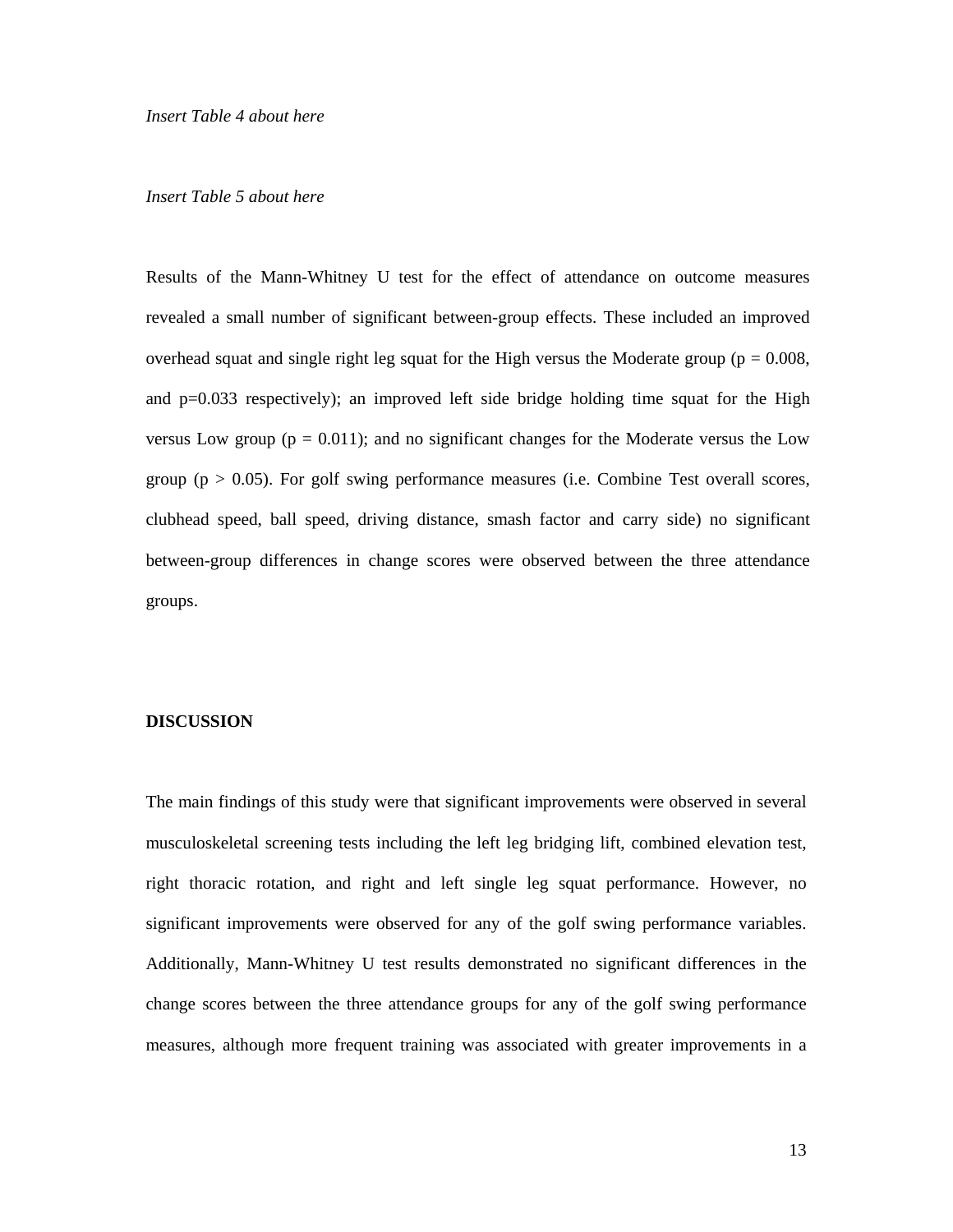*Insert Table 4 about here*

*Insert Table 5 about here*

Results of the Mann-Whitney U test for the effect of attendance on outcome measures revealed a small number of significant between-group effects. These included an improved overhead squat and single right leg squat for the High versus the Moderate group ($p = 0.008$, and $p=0.033$ respectively); an improved left side bridge holding time squat for the High versus Low group ($p = 0.011$); and no significant changes for the Moderate versus the Low group ($p > 0.05$). For golf swing performance measures (i.e. Combine Test overall scores, clubhead speed, ball speed, driving distance, smash factor and carry side) no significant between-group differences in change scores were observed between the three attendance groups.

## DISCUSSION

The main findings of this study were that significant improvements were observed in several musculoskeletal screening tests including the left leg bridging lift, combined elevation test, right thoracic rotation, and right and left single leg squat performance. However, no significant improvements were observed for any of the golf swing performance variables. Additionally, Mann-Whitney U test results demonstrated no significant differences in the change scores between the three attendance groups for any of the golf swing performance measures, although more frequent training was associated with greater improvements in a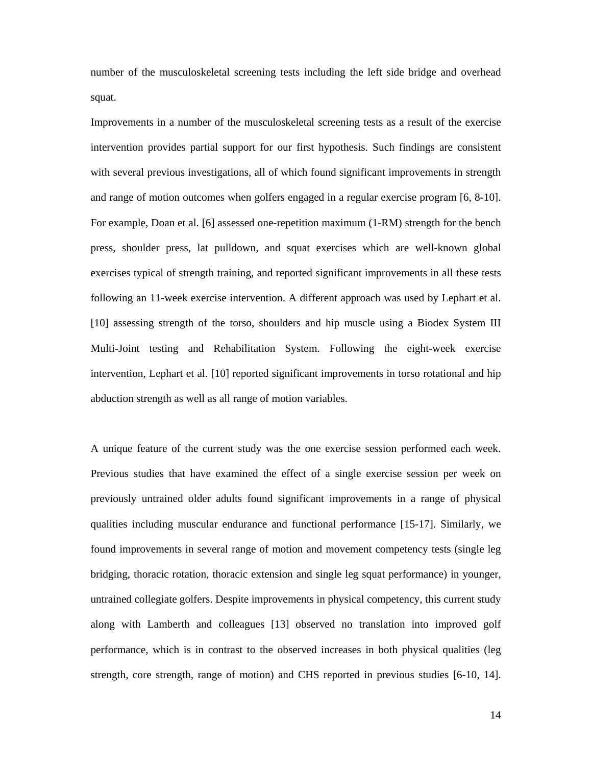number of the musculoskeletal screening tests including the left side bridge and overhead squat.

Improvements in a number of the musculoskeletal screening tests as a result of the exercise intervention provides partial support for our first hypothesis. Such findings are consistent with several previous investigations, all of which found significant improvements in strength and range of motion outcomes when golfers engaged in a regular exercise program [6, 8-10]. For example, Doan et al. [6] assessed one-repetition maximum (1-RM) strength for the bench press, shoulder press, lat pulldown, and squat exercises which are well-known global exercises typical of strength training, and reported significant improvements in all these tests following an 11-week exercise intervention. A different approach was used by Lephart et al. [10] assessing strength of the torso, shoulders and hip muscle using a Biodex System III Multi-Joint testing and Rehabilitation System. Following the eight-week exercise intervention, Lephart et al. [10] reported significant improvements in torso rotational and hip abduction strength as well as all range of motion variables.

A unique feature of the current study was the one exercise session performed each week. Previous studies that have examined the effect of a single exercise session per week on previously untrained older adults found significant improvements in a range of physical qualities including muscular endurance and functional performance [15-17]. Similarly, we found improvements in several range of motion and movement competency tests (single leg bridging, thoracic rotation, thoracic extension and single leg squat performance) in younger, untrained collegiate golfers. Despite improvements in physical competency, this current study along with Lamberth and colleagues [13] observed no translation into improved golf performance, which is in contrast to the observed increases in both physical qualities (leg strength, core strength, range of motion) and CHS reported in previous studies [6-10, 14].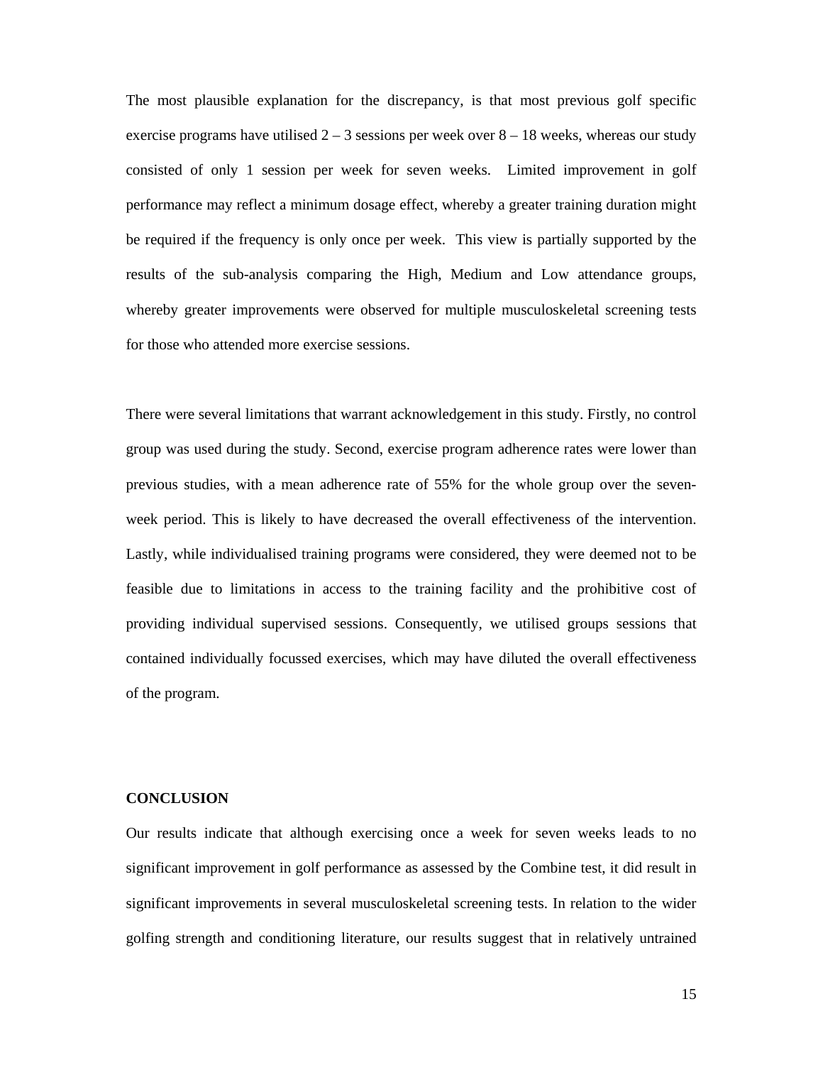The most plausible explanation for the discrepancy, is that most previous golf specific exercise programs have utilised 2 – 3 sessions per week over 8 – 18 weeks, whereas our study consisted of only 1 session per week for seven weeks. Limited improvement in golf performance may reflect a minimum dosage effect, whereby a greater training duration might be required if the frequency is only once per week. This view is partially supported by the results of the sub-analysis comparing the High, Medium and Low attendance groups, whereby greater improvements were observed for multiple musculoskeletal screening tests for those who attended more exercise sessions.

There were several limitations that warrant acknowledgement in this study. Firstly, no control group was used during the study. Second, exercise program adherence rates were lower than previous studies, with a mean adherence rate of 55% for the whole group over the seven-week period. This is likely to have decreased the overall effectiveness of the intervention. Lastly, while individualised training programs were considered, they were deemed not to be feasible due to limitations in access to the training facility and the prohibitive cost of providing individual supervised sessions. Consequently, we utilised groups sessions that contained individually focussed exercises, which may have diluted the overall effectiveness of the program.

## CONCLUSION

Our results indicate that although exercising once a week for seven weeks leads to no significant improvement in golf performance as assessed by the Combine test, it did result in significant improvements in several musculoskeletal screening tests. In relation to the wider golfing strength and conditioning literature, our results suggest that in relatively untrained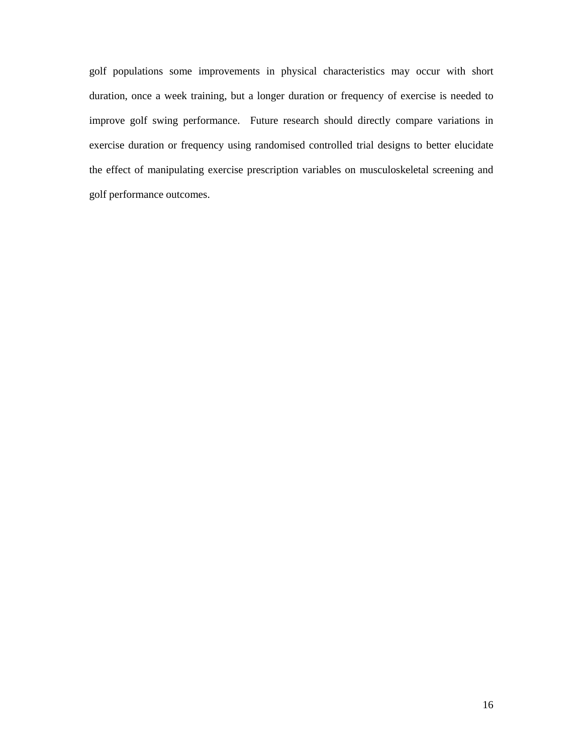golf populations some improvements in physical characteristics may occur with short duration, once a week training, but a longer duration or frequency of exercise is needed to improve golf swing performance. Future research should directly compare variations in exercise duration or frequency using randomised controlled trial designs to better elucidate the effect of manipulating exercise prescription variables on musculoskeletal screening and golf performance outcomes.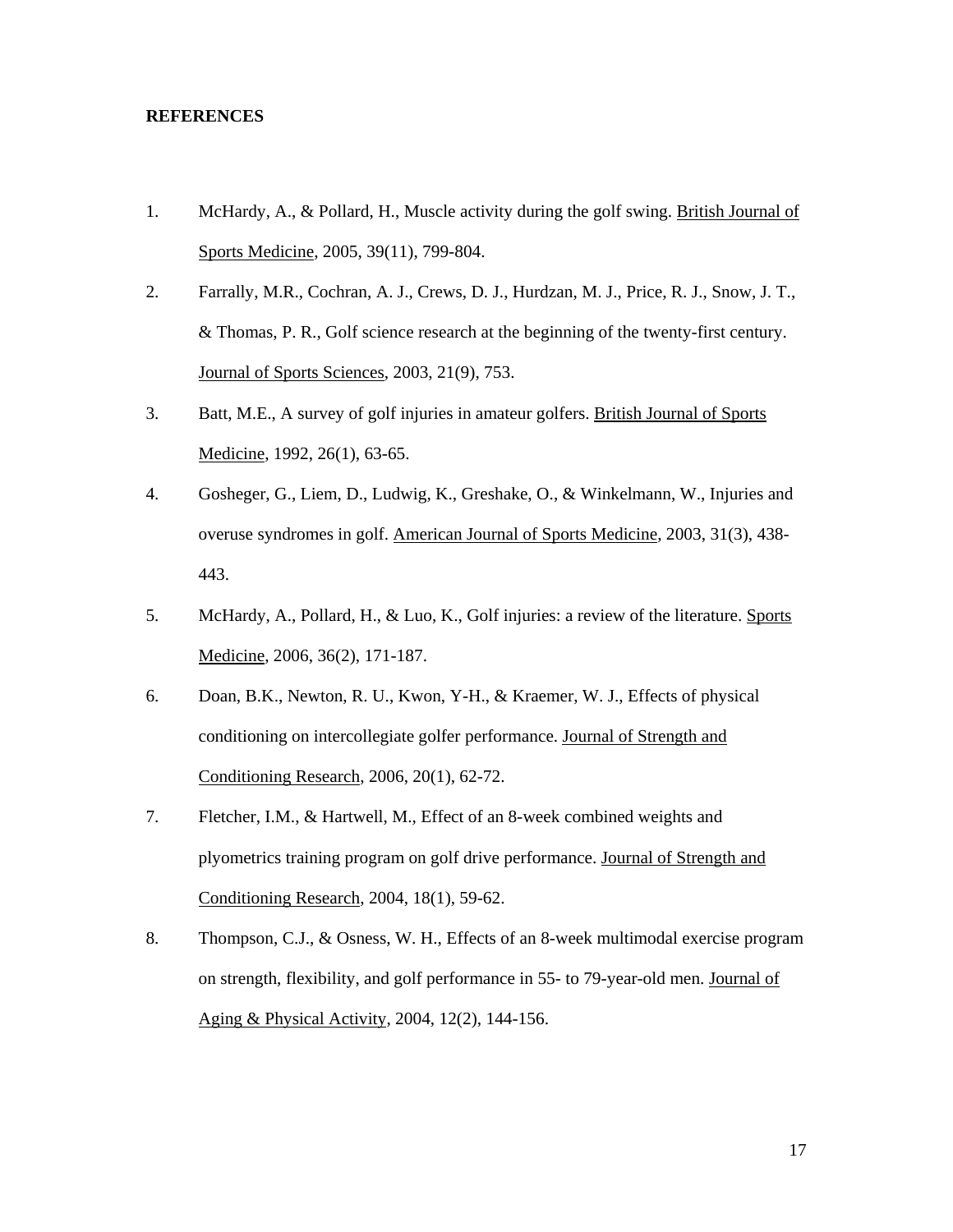# REFERENCES

1. McHardy, A., & Pollard, H., Muscle activity during the golf swing. British Journal of Sports Medicine, 2005, 39(11), 799-804.
2. Farrally, M.R., Cochran, A. J., Crews, D. J., Hurdzan, M. J., Price, R. J., Snow, J. T., & Thomas, P. R., Golf science research at the beginning of the twenty-first century. Journal of Sports Sciences, 2003, 21(9), 753.
3. Batt, M.E., A survey of golf injuries in amateur golfers. British Journal of Sports Medicine, 1992, 26(1), 63-65.
4. Gosheger, G., Liem, D., Ludwig, K., Greshake, O., & Winkelmann, W., Injuries and overuse syndromes in golf. American Journal of Sports Medicine, 2003, 31(3), 438-443.
5. McHardy, A., Pollard, H., & Luo, K., Golf injuries: a review of the literature. Sports Medicine, 2006, 36(2), 171-187.
6. Doan, B.K., Newton, R. U., Kwon, Y-H., & Kraemer, W. J., Effects of physical conditioning on intercollegiate golfer performance. Journal of Strength and Conditioning Research, 2006, 20(1), 62-72.
7. Fletcher, I.M., & Hartwell, M., Effect of an 8-week combined weights and plyometrics training program on golf drive performance. Journal of Strength and Conditioning Research, 2004, 18(1), 59-62.
8. Thompson, C.J., & Osness, W. H., Effects of an 8-week multimodal exercise program on strength, flexibility, and golf performance in 55- to 79-year-old men. Journal of Aging & Physical Activity, 2004, 12(2), 144-156.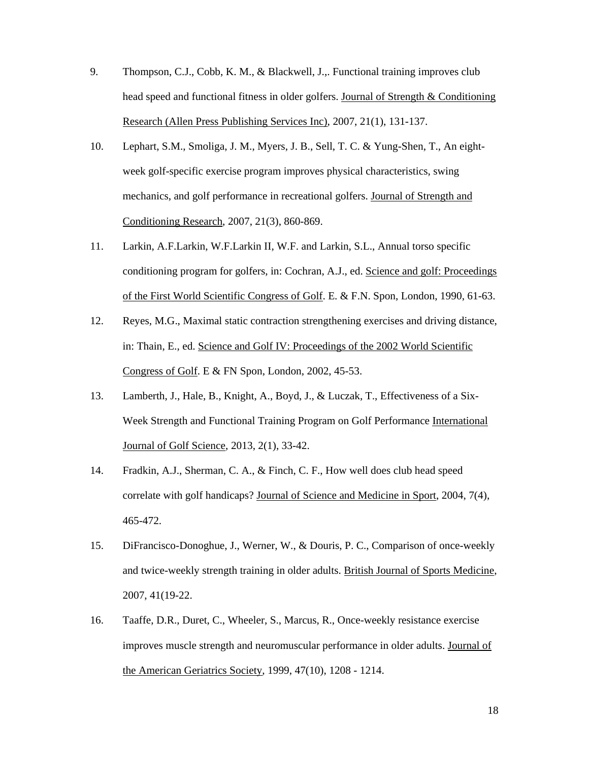9. Thompson, C.J., Cobb, K. M., & Blackwell, J.,. Functional training improves club head speed and functional fitness in older golfers. Journal of Strength & Conditioning Research (Allen Press Publishing Services Inc), 2007, 21(1), 131-137.

10. Lephart, S.M., Smoliga, J. M., Myers, J. B., Sell, T. C. & Yung-Shen, T., An eight-week golf-specific exercise program improves physical characteristics, swing mechanics, and golf performance in recreational golfers. Journal of Strength and Conditioning Research, 2007, 21(3), 860-869.

11. Larkin, A.F.Larkin, W.F.Larkin II, W.F. and Larkin, S.L., Annual torso specific conditioning program for golfers, in: Cochran, A.J., ed. Science and golf: Proceedings of the First World Scientific Congress of Golf. E. & F.N. Spon, London, 1990, 61-63.

12. Reyes, M.G., Maximal static contraction strengthening exercises and driving distance, in: Thain, E., ed. Science and Golf IV: Proceedings of the 2002 World Scientific Congress of Golf. E & FN Spon, London, 2002, 45-53.

13. Lamberth, J., Hale, B., Knight, A., Boyd, J., & Luczak, T., Effectiveness of a Six-Week Strength and Functional Training Program on Golf Performance International Journal of Golf Science, 2013, 2(1), 33-42.

14. Fradkin, A.J., Sherman, C. A., & Finch, C. F., How well does club head speed correlate with golf handicaps? Journal of Science and Medicine in Sport, 2004, 7(4), 465-472.

15. DiFrancisco-Donoghue, J., Werner, W., & Douris, P. C., Comparison of once-weekly and twice-weekly strength training in older adults. British Journal of Sports Medicine, 2007, 41(19-22.

16. Taaffe, D.R., Duret, C., Wheeler, S., Marcus, R., Once-weekly resistance exercise improves muscle strength and neuromuscular performance in older adults. Journal of the American Geriatrics Society, 1999, 47(10), 1208 - 1214.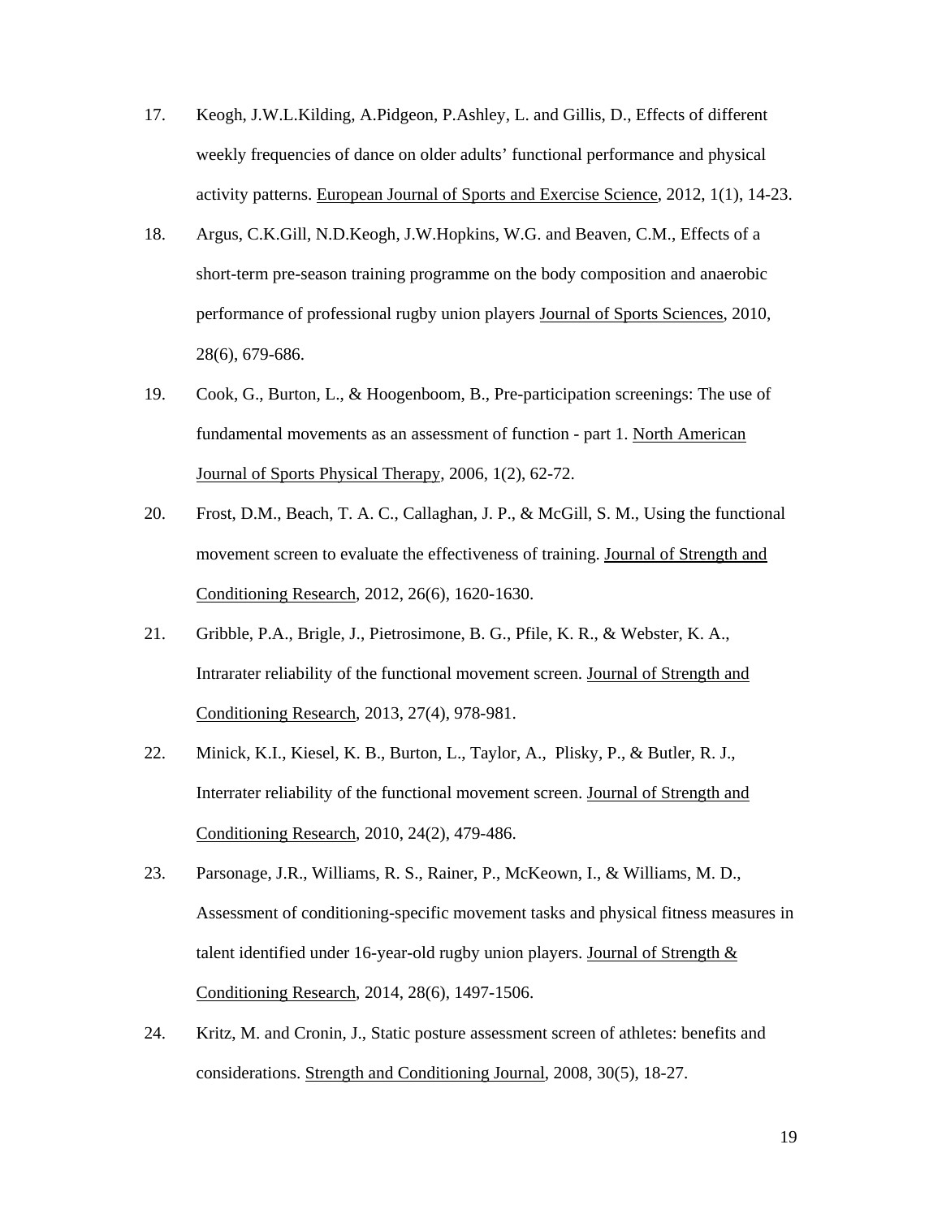17. Keogh, J.W.L.Kilding, A.Pidgeon, P.Ashley, L. and Gillis, D., Effects of different weekly frequencies of dance on older adults' functional performance and physical activity patterns. European Journal of Sports and Exercise Science, 2012, 1(1), 14-23.

18. Argus, C.K.Gill, N.D.Keogh, J.W.Hopkins, W.G. and Beaven, C.M., Effects of a short-term pre-season training programme on the body composition and anaerobic performance of professional rugby union players Journal of Sports Sciences, 2010, 28(6), 679-686.

19. Cook, G., Burton, L., & Hoogenboom, B., Pre-participation screenings: The use of fundamental movements as an assessment of function - part 1. North American Journal of Sports Physical Therapy, 2006, 1(2), 62-72.

20. Frost, D.M., Beach, T. A. C., Callaghan, J. P., & McGill, S. M., Using the functional movement screen to evaluate the effectiveness of training. Journal of Strength and Conditioning Research, 2012, 26(6), 1620-1630.

21. Gribble, P.A., Brigle, J., Pietrosimone, B. G., Pfile, K. R., & Webster, K. A., Intrarater reliability of the functional movement screen. Journal of Strength and Conditioning Research, 2013, 27(4), 978-981.

22. Minick, K.I., Kiesel, K. B., Burton, L., Taylor, A., Plisky, P., & Butler, R. J., Interrater reliability of the functional movement screen. Journal of Strength and Conditioning Research, 2010, 24(2), 479-486.

23. Parsonage, J.R., Williams, R. S., Rainer, P., McKeown, I., & Williams, M. D., Assessment of conditioning-specific movement tasks and physical fitness measures in talent identified under 16-year-old rugby union players. Journal of Strength & Conditioning Research, 2014, 28(6), 1497-1506.

24. Kritz, M. and Cronin, J., Static posture assessment screen of athletes: benefits and considerations. Strength and Conditioning Journal, 2008, 30(5), 18-27.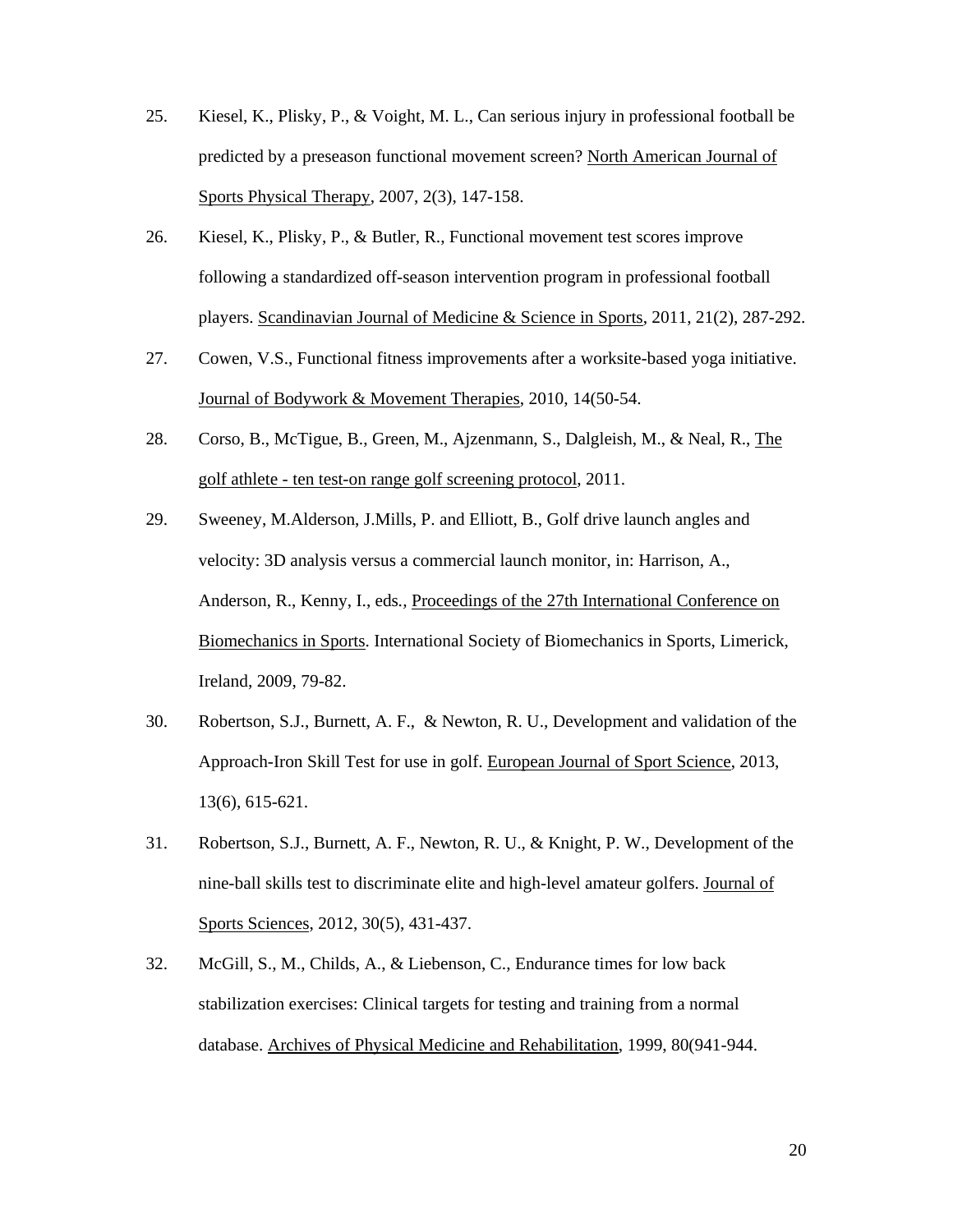25. Kiesel, K., Plisky, P., & Voight, M. L., Can serious injury in professional football be predicted by a preseason functional movement screen? North American Journal of Sports Physical Therapy, 2007, 2(3), 147-158.

26. Kiesel, K., Plisky, P., & Butler, R., Functional movement test scores improve following a standardized off-season intervention program in professional football players. Scandinavian Journal of Medicine & Science in Sports, 2011, 21(2), 287-292.

27. Cowen, V.S., Functional fitness improvements after a worksite-based yoga initiative. Journal of Bodywork & Movement Therapies, 2010, 14(50-54.

28. Corso, B., McTigue, B., Green, M., Ajzenmann, S., Dalgleish, M., & Neal, R., The golf athlete - ten test-on range golf screening protocol, 2011.

29. Sweeney, M.Alderson, J.Mills, P. and Elliott, B., Golf drive launch angles and velocity: 3D analysis versus a commercial launch monitor, in: Harrison, A., Anderson, R., Kenny, I., eds., Proceedings of the 27th International Conference on Biomechanics in Sports. International Society of Biomechanics in Sports, Limerick, Ireland, 2009, 79-82.

30. Robertson, S.J., Burnett, A. F., & Newton, R. U., Development and validation of the Approach-Iron Skill Test for use in golf. European Journal of Sport Science, 2013, 13(6), 615-621.

31. Robertson, S.J., Burnett, A. F., Newton, R. U., & Knight, P. W., Development of the nine-ball skills test to discriminate elite and high-level amateur golfers. Journal of Sports Sciences, 2012, 30(5), 431-437.

32. McGill, S., M., Childs, A., & Liebenson, C., Endurance times for low back stabilization exercises: Clinical targets for testing and training from a normal database. Archives of Physical Medicine and Rehabilitation, 1999, 80(941-944.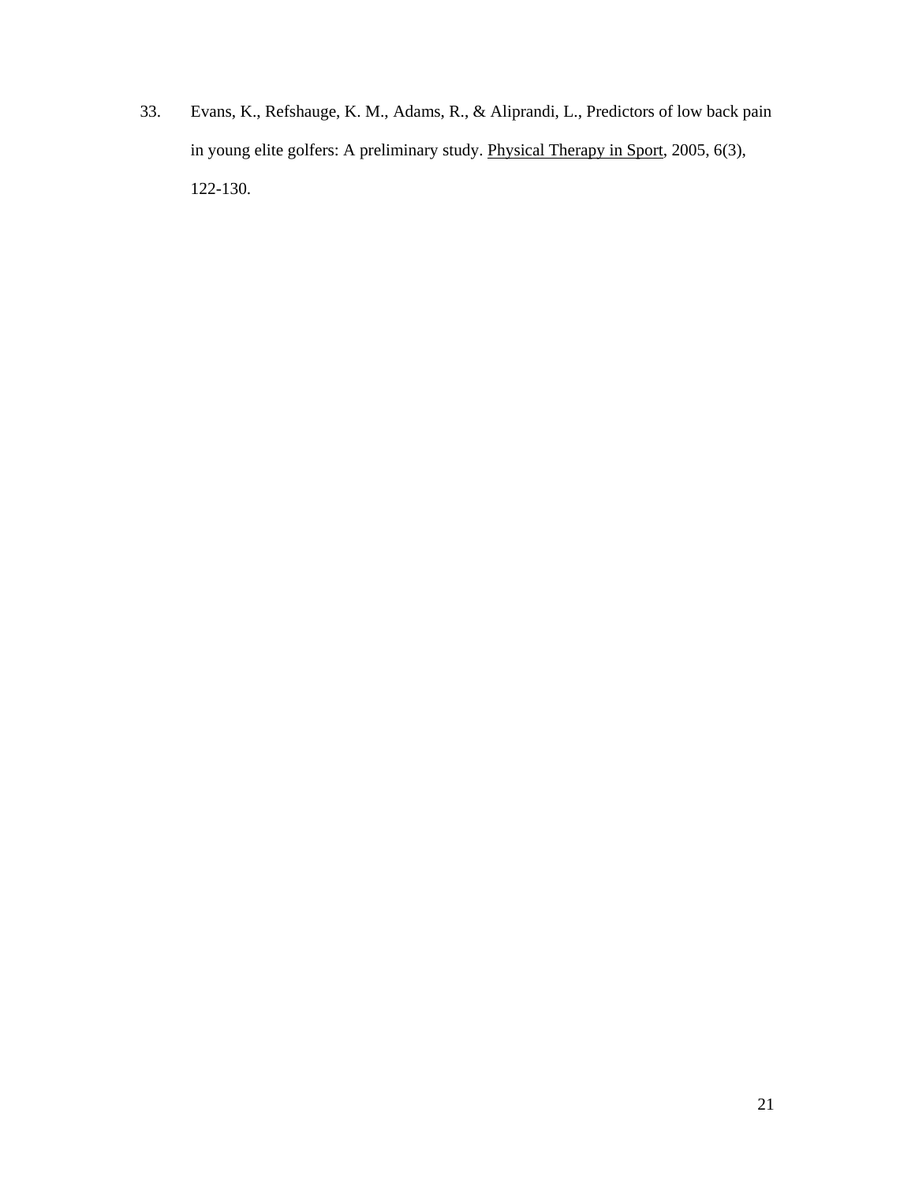33. Evans, K., Refshauge, K. M., Adams, R., & Aliprandi, L., Predictors of low back pain in young elite golfers: A preliminary study. Physical Therapy in Sport, 2005, 6(3), 122-130.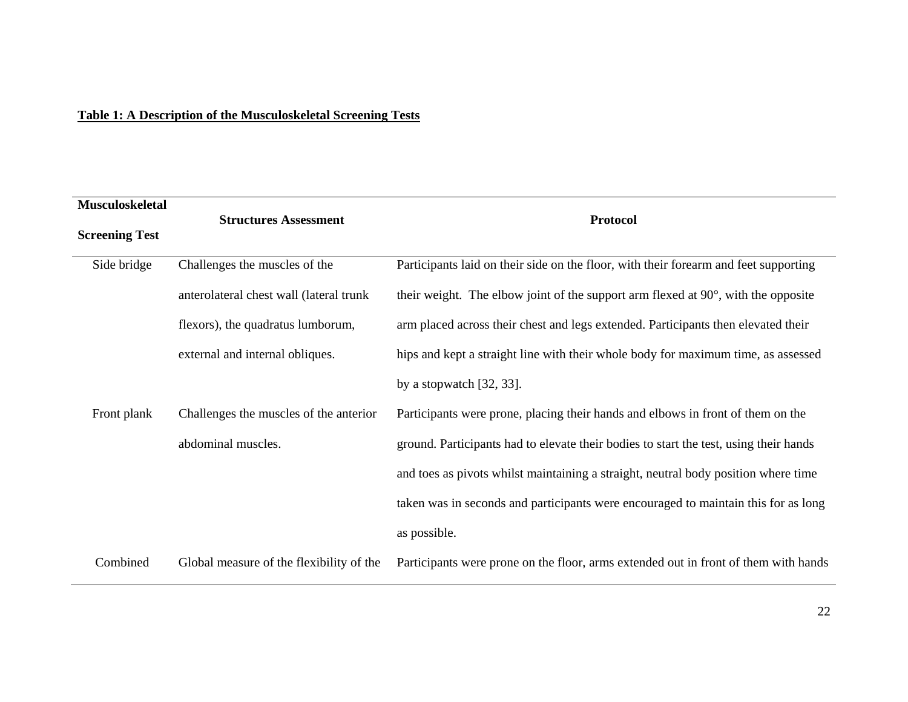**Table 1: A Description of the Musculoskeletal Screening Tests**

| Musculoskeletal Screening Test | Structures Assessment | Protocol |
|---|---|---|
| Side bridge | Challenges the muscles of the anterolateral chest wall (lateral trunk flexors), the quadratus lumborum, external and internal obliques. | Participants laid on their side on the floor, with their forearm and feet supporting their weight. The elbow joint of the support arm flexed at 90°, with the opposite arm placed across their chest and legs extended. Participants then elevated their hips and kept a straight line with their whole body for maximum time, as assessed by a stopwatch [32, 33]. |
| Front plank | Challenges the muscles of the anterior abdominal muscles. | Participants were prone, placing their hands and elbows in front of them on the ground. Participants had to elevate their bodies to start the test, using their hands and toes as pivots whilst maintaining a straight, neutral body position where time taken was in seconds and participants were encouraged to maintain this for as long as possible. |
| Combined | Global measure of the flexibility of the | Participants were prone on the floor, arms extended out in front of them with hands |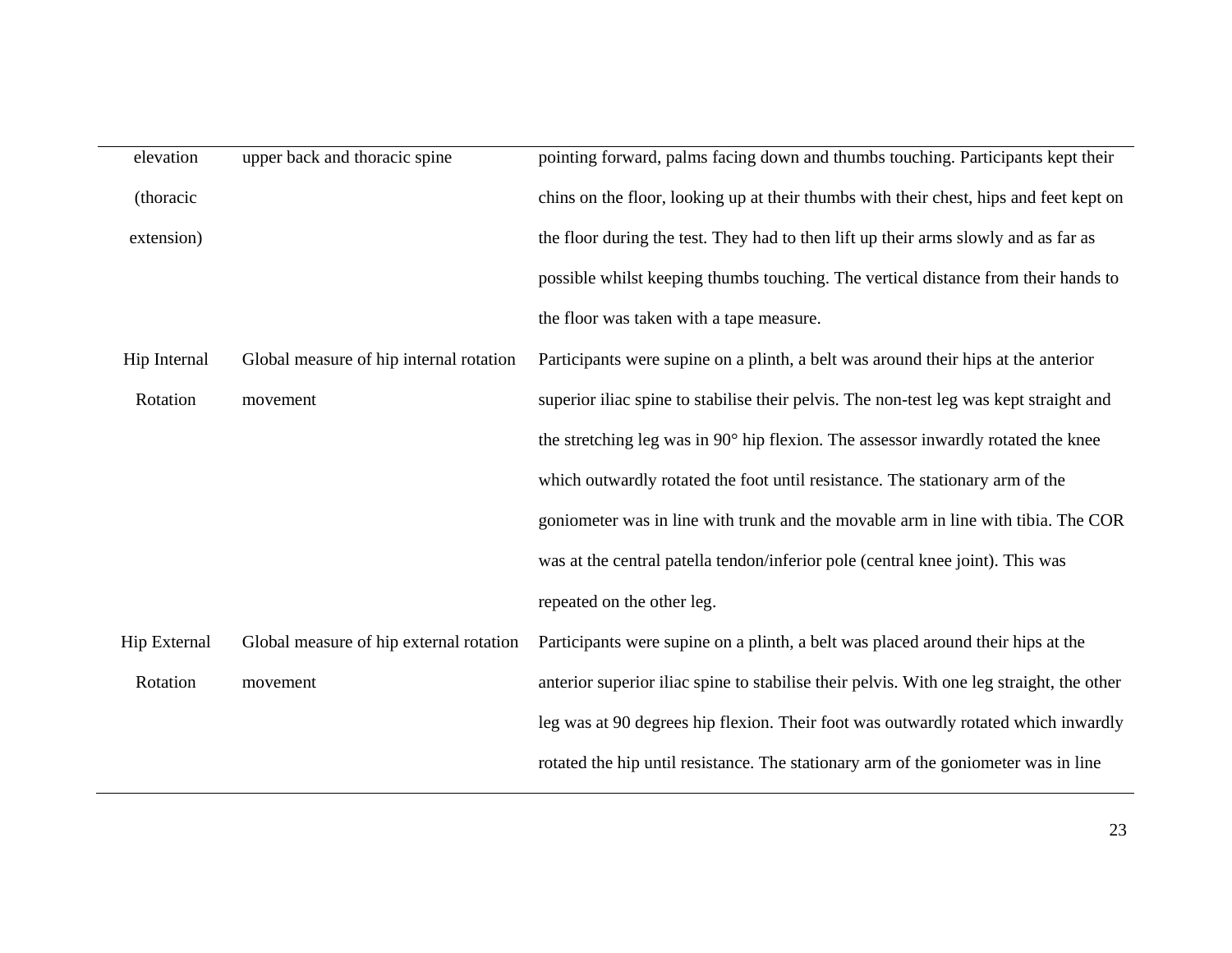| | | |
|---|---|---|
| elevation (thoracic extension) | upper back and thoracic spine | pointing forward, palms facing down and thumbs touching. Participants kept their chins on the floor, looking up at their thumbs with their chest, hips and feet kept on the floor during the test. They had to then lift up their arms slowly and as far as possible whilst keeping thumbs touching. The vertical distance from their hands to the floor was taken with a tape measure. |
| Hip Internal Rotation | Global measure of hip internal rotation movement | Participants were supine on a plinth, a belt was around their hips at the anterior superior iliac spine to stabilise their pelvis. The non-test leg was kept straight and the stretching leg was in 90° hip flexion. The assessor inwardly rotated the knee which outwardly rotated the foot until resistance. The stationary arm of the goniometer was in line with trunk and the movable arm in line with tibia. The COR was at the central patella tendon/inferior pole (central knee joint). This was repeated on the other leg. |
| Hip External Rotation | Global measure of hip external rotation movement | Participants were supine on a plinth, a belt was placed around their hips at the anterior superior iliac spine to stabilise their pelvis. With one leg straight, the other leg was at 90 degrees hip flexion. Their foot was outwardly rotated which inwardly rotated the hip until resistance. The stationary arm of the goniometer was in line |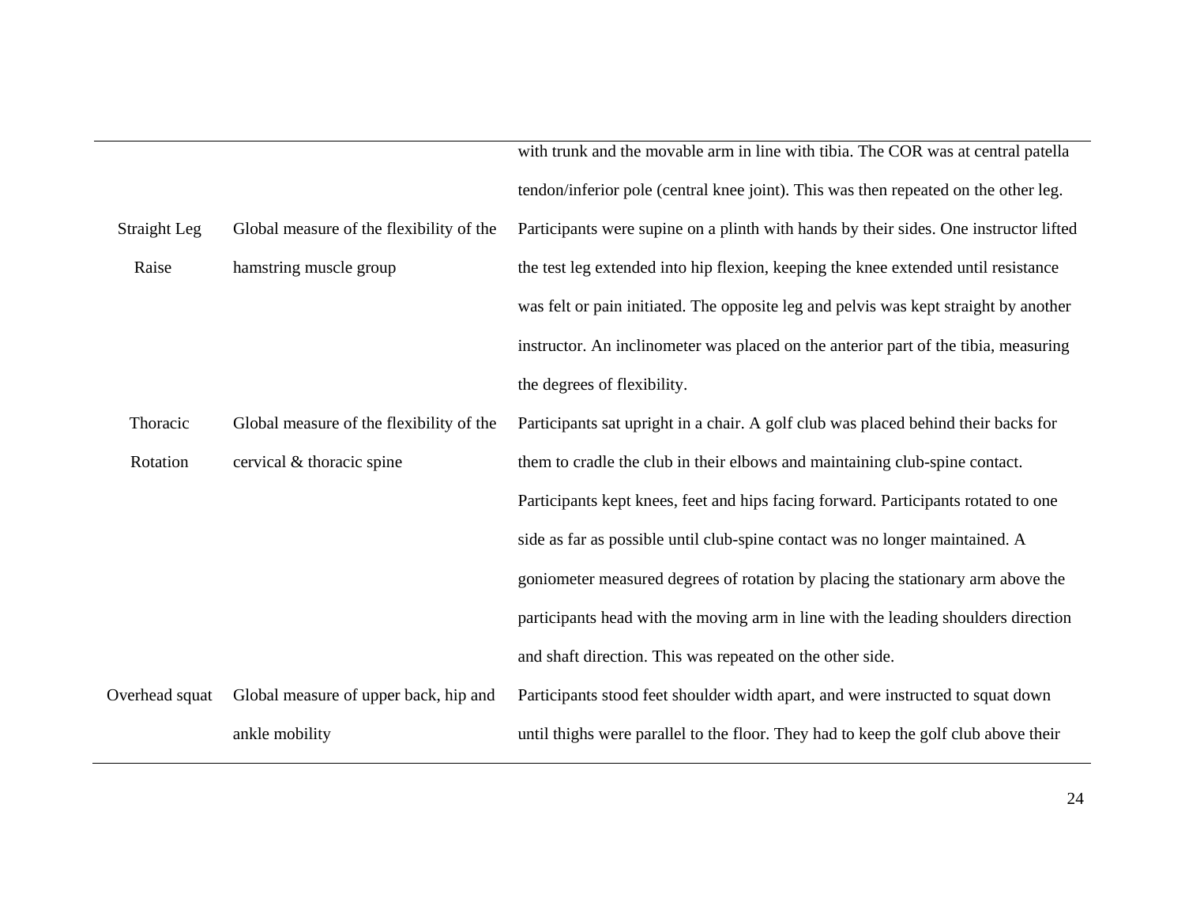| | | |
|---|---|---|
| | | with trunk and the movable arm in line with tibia. The COR was at central patella tendon/inferior pole (central knee joint). This was then repeated on the other leg. |
| Straight Leg Raise | Global measure of the flexibility of the hamstring muscle group | Participants were supine on a plinth with hands by their sides. One instructor lifted the test leg extended into hip flexion, keeping the knee extended until resistance was felt or pain initiated. The opposite leg and pelvis was kept straight by another instructor. An inclinometer was placed on the anterior part of the tibia, measuring the degrees of flexibility. |
| Thoracic Rotation | Global measure of the flexibility of the cervical & thoracic spine | Participants sat upright in a chair. A golf club was placed behind their backs for them to cradle the club in their elbows and maintaining club-spine contact. Participants kept knees, feet and hips facing forward. Participants rotated to one side as far as possible until club-spine contact was no longer maintained. A goniometer measured degrees of rotation by placing the stationary arm above the participants head with the moving arm in line with the leading shoulders direction and shaft direction. This was repeated on the other side. |
| Overhead squat | Global measure of upper back, hip and ankle mobility | Participants stood feet shoulder width apart, and were instructed to squat down until thighs were parallel to the floor. They had to keep the golf club above their |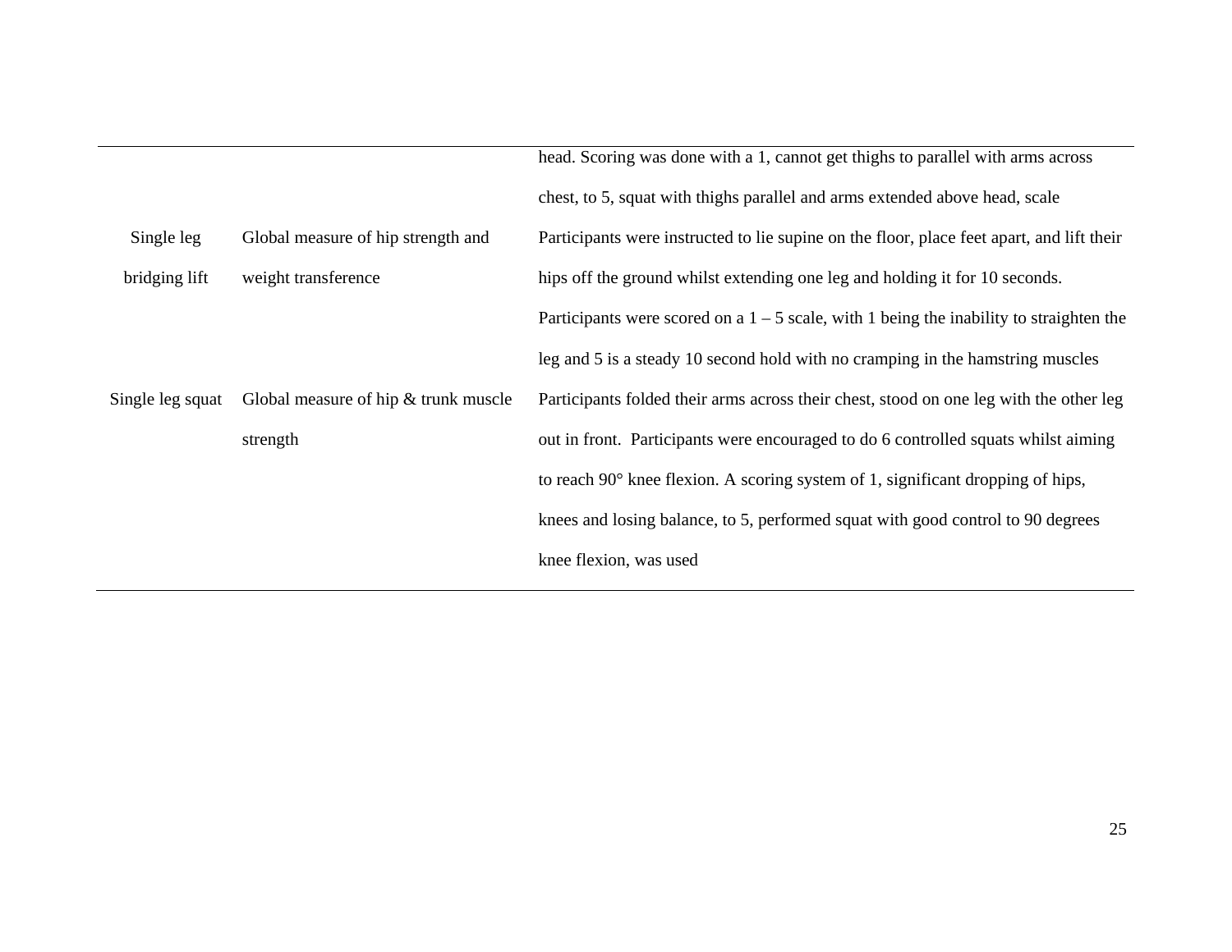| | | |
|---|---|---|
| | | head. Scoring was done with a 1, cannot get thighs to parallel with arms across chest, to 5, squat with thighs parallel and arms extended above head, scale |
| Single leg bridging lift | Global measure of hip strength and weight transference | Participants were instructed to lie supine on the floor, place feet apart, and lift their hips off the ground whilst extending one leg and holding it for 10 seconds. Participants were scored on a 1 – 5 scale, with 1 being the inability to straighten the leg and 5 is a steady 10 second hold with no cramping in the hamstring muscles |
| Single leg squat | Global measure of hip & trunk muscle strength | Participants folded their arms across their chest, stood on one leg with the other leg out in front. Participants were encouraged to do 6 controlled squats whilst aiming to reach 90° knee flexion. A scoring system of 1, significant dropping of hips, knees and losing balance, to 5, performed squat with good control to 90 degrees knee flexion, was used |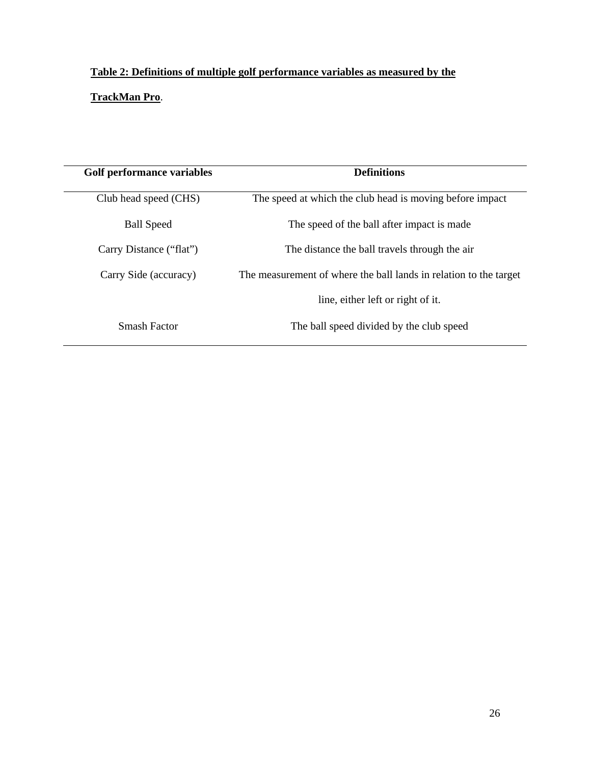**Table 2: Definitions of multiple golf performance variables as measured by the TrackMan Pro**.

| Golf performance variables | Definitions |
|---|---|
| Club head speed (CHS) | The speed at which the club head is moving before impact |
| Ball Speed | The speed of the ball after impact is made |
| Carry Distance ("flat") | The distance the ball travels through the air |
| Carry Side (accuracy) | The measurement of where the ball lands in relation to the target line, either left or right of it. |
| Smash Factor | The ball speed divided by the club speed |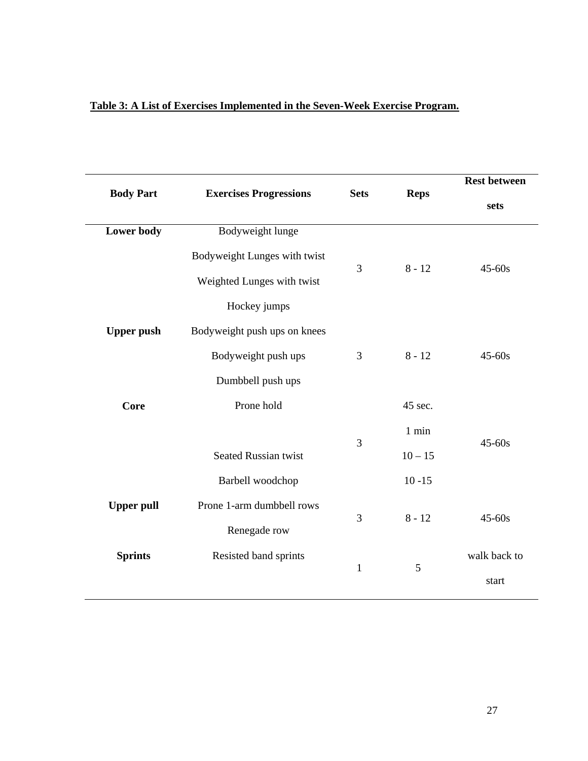**Table 3: A List of Exercises Implemented in the Seven-Week Exercise Program.**

| Body Part | Exercises Progressions | Sets | Reps | Rest between sets |
|---|---|---|---|---|
| **Lower body** | Bodyweight lunge | | | |
| | Bodyweight Lunges with twist | 3 | 8 - 12 | 45-60s |
| | Weighted Lunges with twist | | | |
| | Hockey jumps | | | |
| **Upper push** | Bodyweight push ups on knees | | | |
| | Bodyweight push ups | 3 | 8 - 12 | 45-60s |
| | Dumbbell push ups | | | |
| **Core** | Prone hold | | 45 sec. | |
| | | 3 | 1 min | 45-60s |
| | Seated Russian twist | | 10 – 15 | |
| | Barbell woodchop | | 10 -15 | |
| **Upper pull** | Prone 1-arm dumbbell rows | 3 | 8 - 12 | 45-60s |
| | Renegade row | | | |
| **Sprints** | Resisted band sprints | 1 | 5 | walk back to start |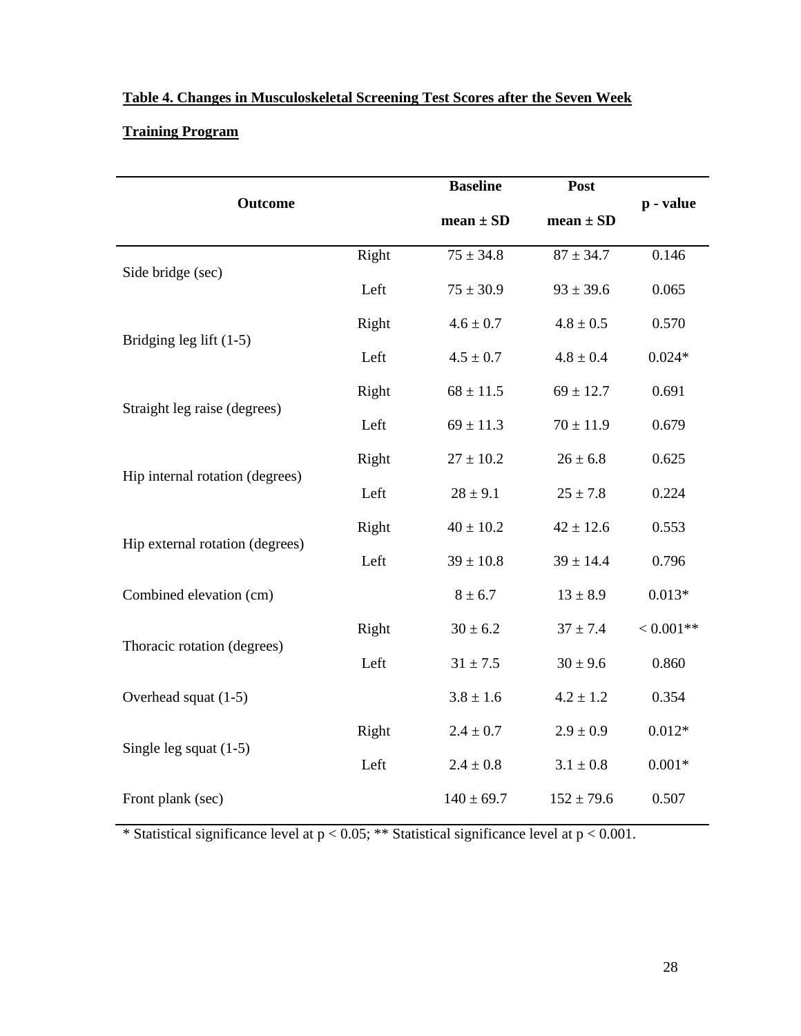**Table 4. Changes in Musculoskeletal Screening Test Scores after the Seven Week Training Program**

| Outcome | | Baseline mean ± SD | Post mean ± SD | p - value |
|---|---|---|---|---|
| Side bridge (sec) | Right | 75 ± 34.8 | 87 ± 34.7 | 0.146 |
| | Left | 75 ± 30.9 | 93 ± 39.6 | 0.065 |
| Bridging leg lift (1-5) | Right | 4.6 ± 0.7 | 4.8 ± 0.5 | 0.570 |
| | Left | 4.5 ± 0.7 | 4.8 ± 0.4 | 0.024* |
| Straight leg raise (degrees) | Right | 68 ± 11.5 | 69 ± 12.7 | 0.691 |
| | Left | 69 ± 11.3 | 70 ± 11.9 | 0.679 |
| Hip internal rotation (degrees) | Right | 27 ± 10.2 | 26 ± 6.8 | 0.625 |
| | Left | 28 ± 9.1 | 25 ± 7.8 | 0.224 |
| Hip external rotation (degrees) | Right | 40 ± 10.2 | 42 ± 12.6 | 0.553 |
| | Left | 39 ± 10.8 | 39 ± 14.4 | 0.796 |
| Combined elevation (cm) | | 8 ± 6.7 | 13 ± 8.9 | 0.013* |
| Thoracic rotation (degrees) | Right | 30 ± 6.2 | 37 ± 7.4 | < 0.001** |
| | Left | 31 ± 7.5 | 30 ± 9.6 | 0.860 |
| Overhead squat (1-5) | | 3.8 ± 1.6 | 4.2 ± 1.2 | 0.354 |
| Single leg squat (1-5) | Right | 2.4 ± 0.7 | 2.9 ± 0.9 | 0.012* |
| | Left | 2.4 ± 0.8 | 3.1 ± 0.8 | 0.001* |
| Front plank (sec) | | 140 ± 69.7 | 152 ± 79.6 | 0.507 |

* Statistical significance level at $p < 0.05$; ** Statistical significance level at $p < 0.001$.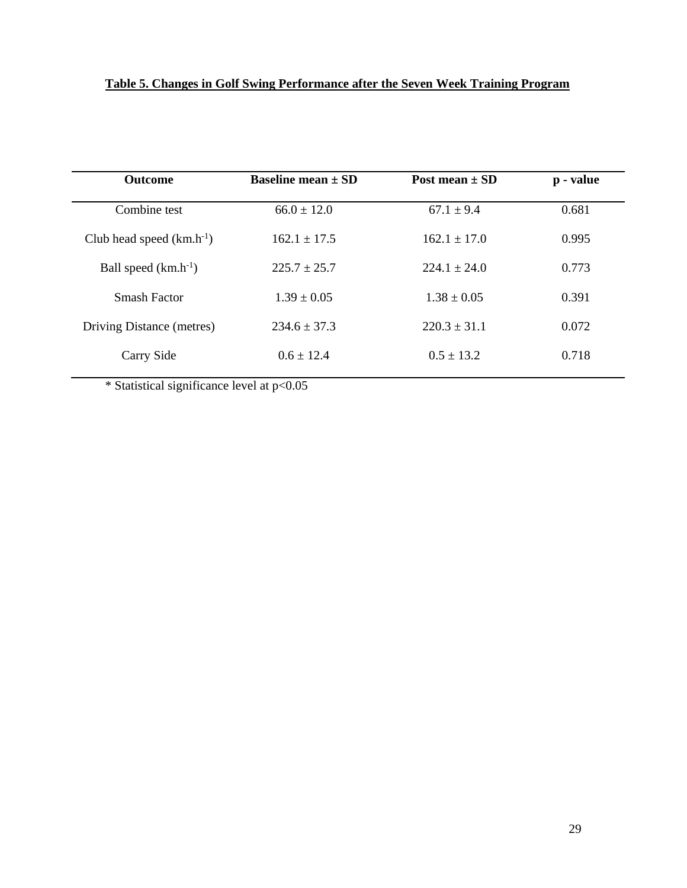**Table 5. Changes in Golf Swing Performance after the Seven Week Training Program**

| Outcome | Baseline mean ± SD | Post mean ± SD | p - value |
|---|---|---|---|
| Combine test | 66.0 ± 12.0 | 67.1 ± 9.4 | 0.681 |
| Club head speed ($km.h^{-1}$) | 162.1 ± 17.5 | 162.1 ± 17.0 | 0.995 |
| Ball speed ($km.h^{-1}$) | 225.7 ± 25.7 | 224.1 ± 24.0 | 0.773 |
| Smash Factor | 1.39 ± 0.05 | 1.38 ± 0.05 | 0.391 |
| Driving Distance (metres) | 234.6 ± 37.3 | 220.3 ± 31.1 | 0.072 |
| Carry Side | 0.6 ± 12.4 | 0.5 ± 13.2 | 0.718 |

* Statistical significance level at $p<0.05$